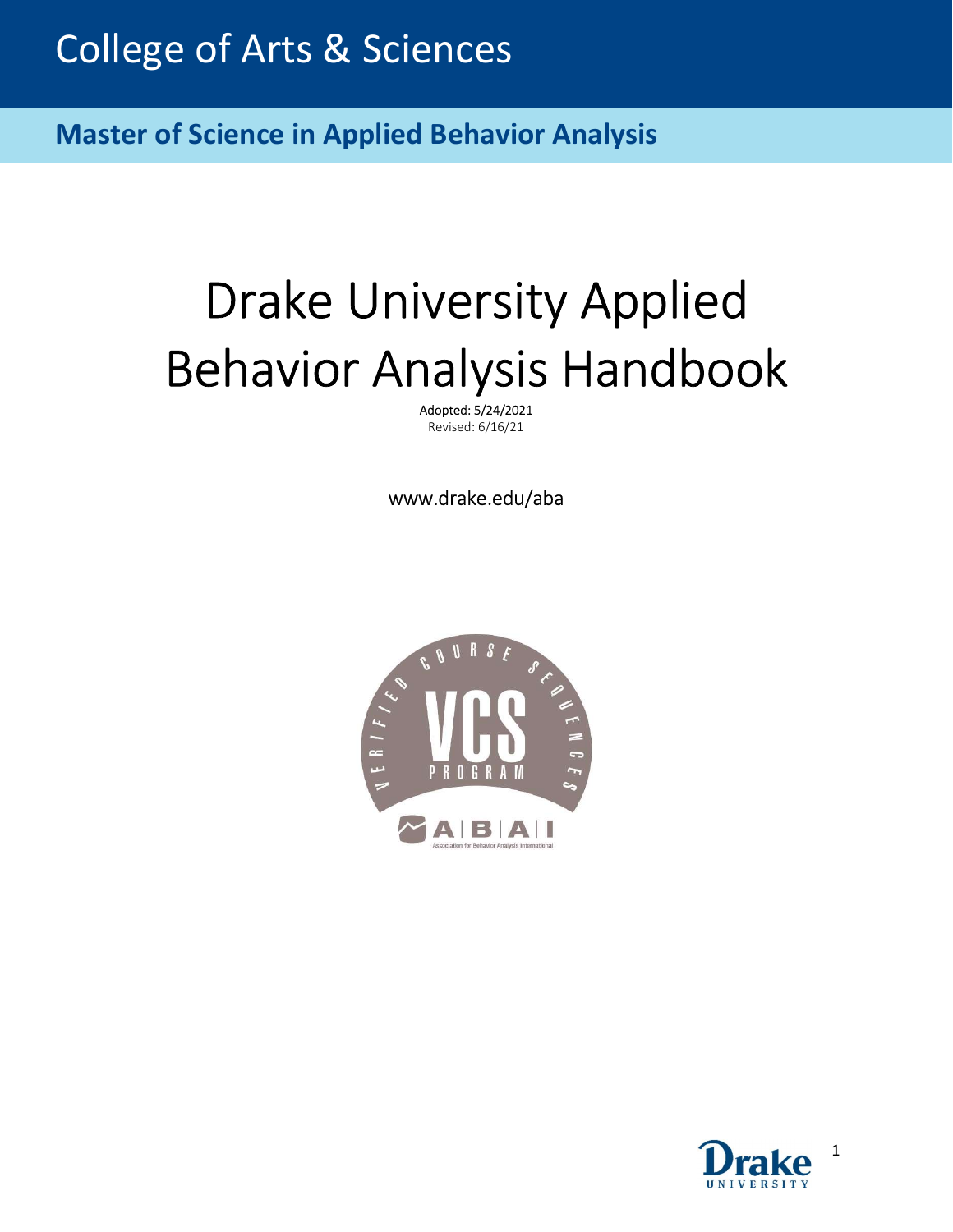College of Arts & Sciences

**Master of Science in Applied Behavior Analysis**

# Drake University Applied Behavior Analysis Handbook

Adopted: 5/24/2021
Revised: 6/16/21

www.drake.edu/aba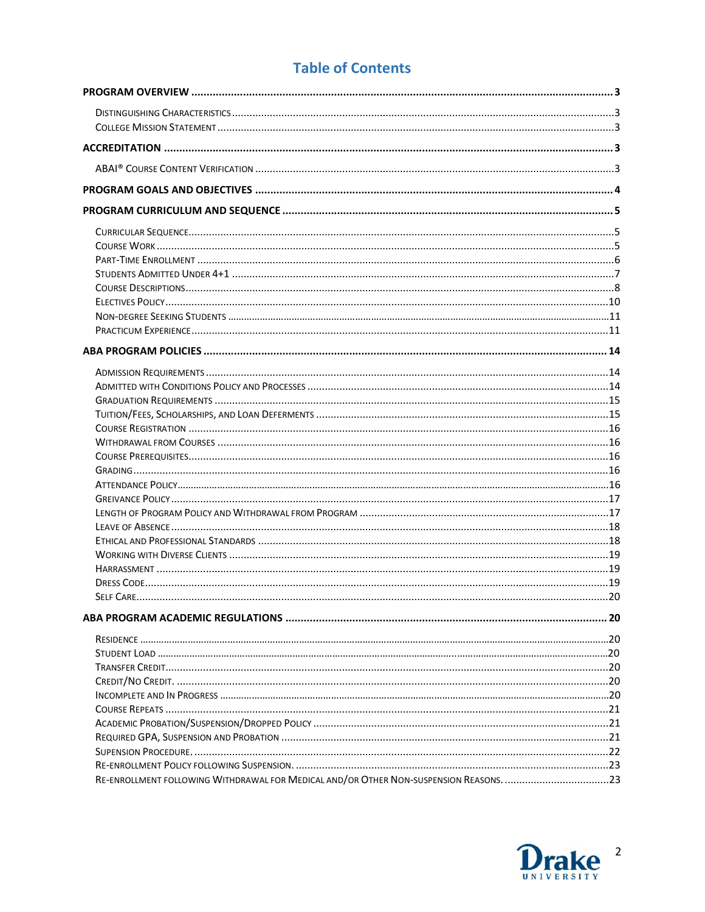# Table of Contents

**PROGRAM OVERVIEW** ..... 3
- Distinguishing Characteristics ..... 3
- College Mission Statement ..... 3

**ACCREDITATION** ..... 3
- ABAI® Course Content Verification ..... 3

**PROGRAM GOALS AND OBJECTIVES** ..... 4

**PROGRAM CURRICULUM AND SEQUENCE** ..... 5
- Curricular Sequence ..... 5
- Course Work ..... 5
- Part-Time Enrollment ..... 6
- Students Admitted Under 4+1 ..... 7
- Course Descriptions ..... 8
- Electives Policy ..... 10
- Non-degree Seeking Students ..... 11
- Practicum Experience ..... 11

**ABA PROGRAM POLICIES** ..... 14
- Admission Requirements ..... 14
- Admitted with Conditions Policy and Processes ..... 14
- Graduation Requirements ..... 15
- Tuition/Fees, Scholarships, and Loan Deferments ..... 15
- Course Registration ..... 16
- Withdrawal from Courses ..... 16
- Course Prerequisites ..... 16
- Grading ..... 16
- Attendance Policy ..... 16
- Greivance Policy ..... 17
- Length of Program Policy and Withdrawal from Program ..... 17
- Leave of Absence ..... 18
- Ethical and Professional Standards ..... 18
- Working with Diverse Clients ..... 19
- Harrassment ..... 19
- Dress Code ..... 19
- Self Care ..... 20

**ABA PROGRAM ACADEMIC REGULATIONS** ..... 20
- Residence ..... 20
- Student Load ..... 20
- Transfer Credit ..... 20
- Credit/No Credit. ..... 20
- Incomplete and In Progress ..... 20
- Course Repeats ..... 21
- Academic Probation/Suspension/Dropped Policy ..... 21
- Required GPA, Suspension and Probation ..... 21
- Supension Procedure. ..... 22
- Re-enrollment Policy following Suspension. ..... 23
- Re-enrollment following Withdrawal for Medical and/or Other Non-suspension Reasons. ..... 23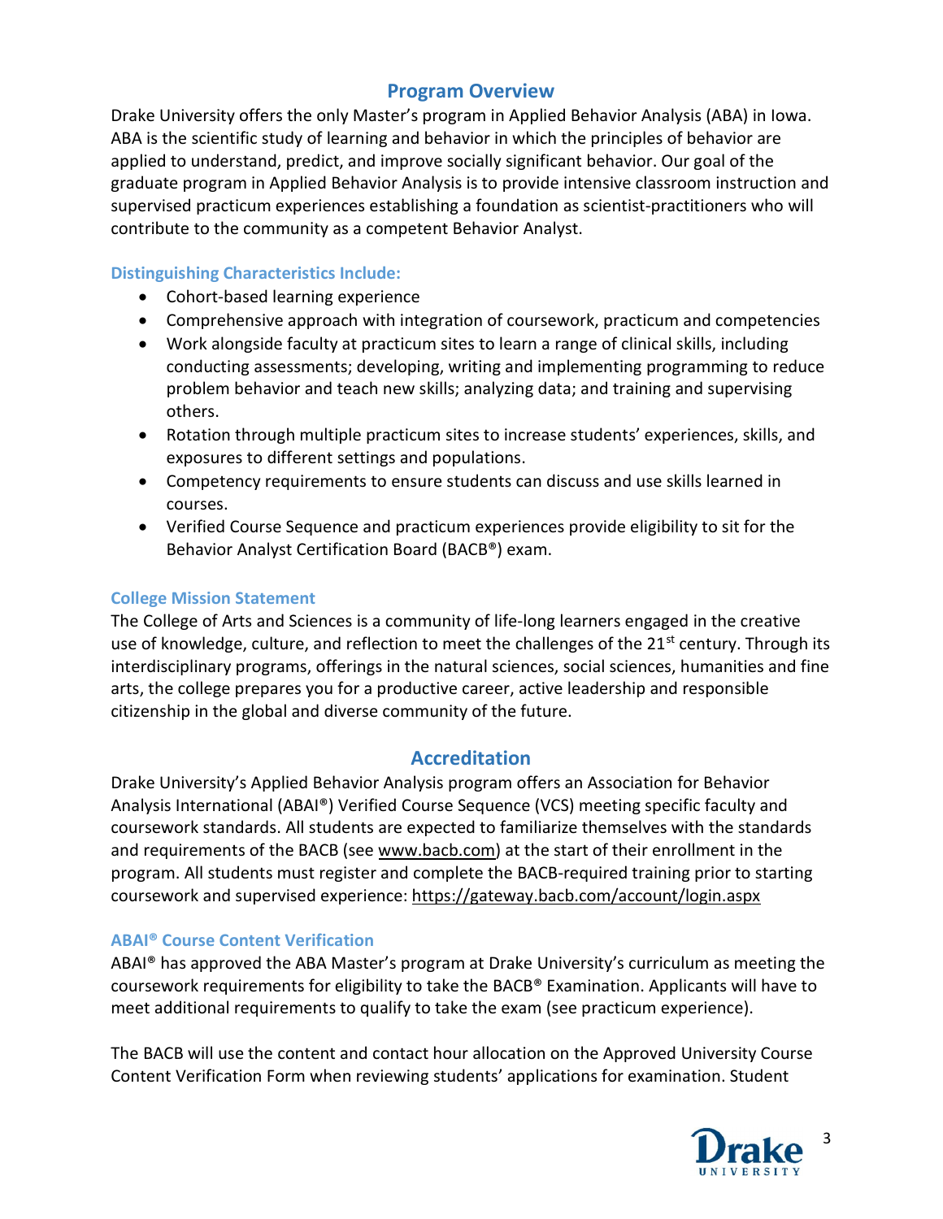## Program Overview

Drake University offers the only Master's program in Applied Behavior Analysis (ABA) in Iowa. ABA is the scientific study of learning and behavior in which the principles of behavior are applied to understand, predict, and improve socially significant behavior. Our goal of the graduate program in Applied Behavior Analysis is to provide intensive classroom instruction and supervised practicum experiences establishing a foundation as scientist-practitioners who will contribute to the community as a competent Behavior Analyst.

### Distinguishing Characteristics Include:

- Cohort-based learning experience
- Comprehensive approach with integration of coursework, practicum and competencies
- Work alongside faculty at practicum sites to learn a range of clinical skills, including conducting assessments; developing, writing and implementing programming to reduce problem behavior and teach new skills; analyzing data; and training and supervising others.
- Rotation through multiple practicum sites to increase students' experiences, skills, and exposures to different settings and populations.
- Competency requirements to ensure students can discuss and use skills learned in courses.
- Verified Course Sequence and practicum experiences provide eligibility to sit for the Behavior Analyst Certification Board (BACB®) exam.

### College Mission Statement

The College of Arts and Sciences is a community of life-long learners engaged in the creative use of knowledge, culture, and reflection to meet the challenges of the 21st century. Through its interdisciplinary programs, offerings in the natural sciences, social sciences, humanities and fine arts, the college prepares you for a productive career, active leadership and responsible citizenship in the global and diverse community of the future.

## Accreditation

Drake University's Applied Behavior Analysis program offers an Association for Behavior Analysis International (ABAI®) Verified Course Sequence (VCS) meeting specific faculty and coursework standards. All students are expected to familiarize themselves with the standards and requirements of the BACB (see www.bacb.com) at the start of their enrollment in the program. All students must register and complete the BACB-required training prior to starting coursework and supervised experience: https://gateway.bacb.com/account/login.aspx

### ABAI® Course Content Verification

ABAI® has approved the ABA Master's program at Drake University's curriculum as meeting the coursework requirements for eligibility to take the BACB® Examination. Applicants will have to meet additional requirements to qualify to take the exam (see practicum experience).

The BACB will use the content and contact hour allocation on the Approved University Course Content Verification Form when reviewing students' applications for examination. Student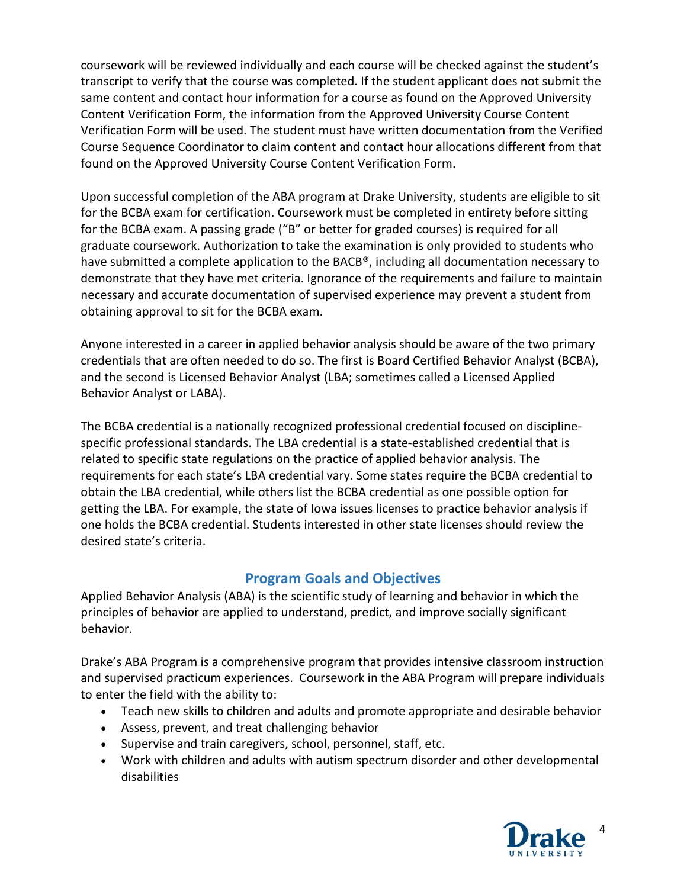coursework will be reviewed individually and each course will be checked against the student's transcript to verify that the course was completed. If the student applicant does not submit the same content and contact hour information for a course as found on the Approved University Content Verification Form, the information from the Approved University Course Content Verification Form will be used. The student must have written documentation from the Verified Course Sequence Coordinator to claim content and contact hour allocations different from that found on the Approved University Course Content Verification Form.

Upon successful completion of the ABA program at Drake University, students are eligible to sit for the BCBA exam for certification. Coursework must be completed in entirety before sitting for the BCBA exam. A passing grade ("B" or better for graded courses) is required for all graduate coursework. Authorization to take the examination is only provided to students who have submitted a complete application to the BACB®, including all documentation necessary to demonstrate that they have met criteria. Ignorance of the requirements and failure to maintain necessary and accurate documentation of supervised experience may prevent a student from obtaining approval to sit for the BCBA exam.

Anyone interested in a career in applied behavior analysis should be aware of the two primary credentials that are often needed to do so. The first is Board Certified Behavior Analyst (BCBA), and the second is Licensed Behavior Analyst (LBA; sometimes called a Licensed Applied Behavior Analyst or LABA).

The BCBA credential is a nationally recognized professional credential focused on discipline-specific professional standards. The LBA credential is a state-established credential that is related to specific state regulations on the practice of applied behavior analysis. The requirements for each state's LBA credential vary. Some states require the BCBA credential to obtain the LBA credential, while others list the BCBA credential as one possible option for getting the LBA. For example, the state of Iowa issues licenses to practice behavior analysis if one holds the BCBA credential. Students interested in other state licenses should review the desired state's criteria.

## Program Goals and Objectives

Applied Behavior Analysis (ABA) is the scientific study of learning and behavior in which the principles of behavior are applied to understand, predict, and improve socially significant behavior.

Drake's ABA Program is a comprehensive program that provides intensive classroom instruction and supervised practicum experiences. Coursework in the ABA Program will prepare individuals to enter the field with the ability to:

- Teach new skills to children and adults and promote appropriate and desirable behavior
- Assess, prevent, and treat challenging behavior
- Supervise and train caregivers, school, personnel, staff, etc.
- Work with children and adults with autism spectrum disorder and other developmental disabilities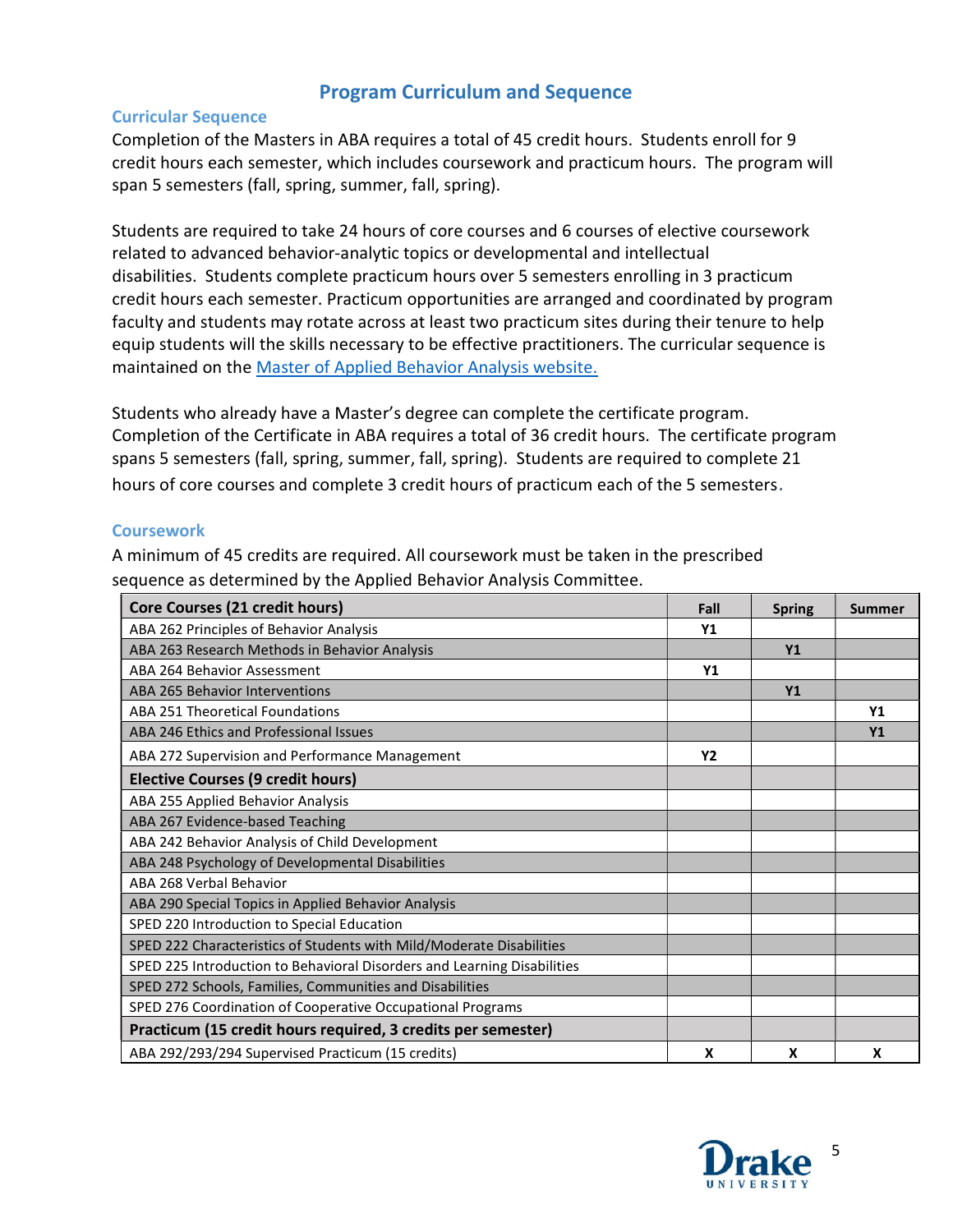# Program Curriculum and Sequence

## Curricular Sequence

Completion of the Masters in ABA requires a total of 45 credit hours. Students enroll for 9 credit hours each semester, which includes coursework and practicum hours. The program will span 5 semesters (fall, spring, summer, fall, spring).

Students are required to take 24 hours of core courses and 6 courses of elective coursework related to advanced behavior-analytic topics or developmental and intellectual disabilities. Students complete practicum hours over 5 semesters enrolling in 3 practicum credit hours each semester. Practicum opportunities are arranged and coordinated by program faculty and students may rotate across at least two practicum sites during their tenure to help equip students will the skills necessary to be effective practitioners. The curricular sequence is maintained on the [Master of Applied Behavior Analysis website.]()

Students who already have a Master's degree can complete the certificate program. Completion of the Certificate in ABA requires a total of 36 credit hours. The certificate program spans 5 semesters (fall, spring, summer, fall, spring). Students are required to complete 21 hours of core courses and complete 3 credit hours of practicum each of the 5 semesters.

## Coursework

A minimum of 45 credits are required. All coursework must be taken in the prescribed sequence as determined by the Applied Behavior Analysis Committee.

| **Core Courses (21 credit hours)** | **Fall** | **Spring** | **Summer** |
|---|---|---|---|
| ABA 262 Principles of Behavior Analysis | **Y1** | | |
| ABA 263 Research Methods in Behavior Analysis | | **Y1** | |
| ABA 264 Behavior Assessment | **Y1** | | |
| ABA 265 Behavior Interventions | | **Y1** | |
| ABA 251 Theoretical Foundations | | | **Y1** |
| ABA 246 Ethics and Professional Issues | | | **Y1** |
| ABA 272 Supervision and Performance Management | **Y2** | | |
| **Elective Courses (9 credit hours)** | | | |
| ABA 255 Applied Behavior Analysis | | | |
| ABA 267 Evidence-based Teaching | | | |
| ABA 242 Behavior Analysis of Child Development | | | |
| ABA 248 Psychology of Developmental Disabilities | | | |
| ABA 268 Verbal Behavior | | | |
| ABA 290 Special Topics in Applied Behavior Analysis | | | |
| SPED 220 Introduction to Special Education | | | |
| SPED 222 Characteristics of Students with Mild/Moderate Disabilities | | | |
| SPED 225 Introduction to Behavioral Disorders and Learning Disabilities | | | |
| SPED 272 Schools, Families, Communities and Disabilities | | | |
| SPED 276 Coordination of Cooperative Occupational Programs | | | |
| **Practicum (15 credit hours required, 3 credits per semester)** | | | |
| ABA 292/293/294 Supervised Practicum (15 credits) | **X** | **X** | **X** |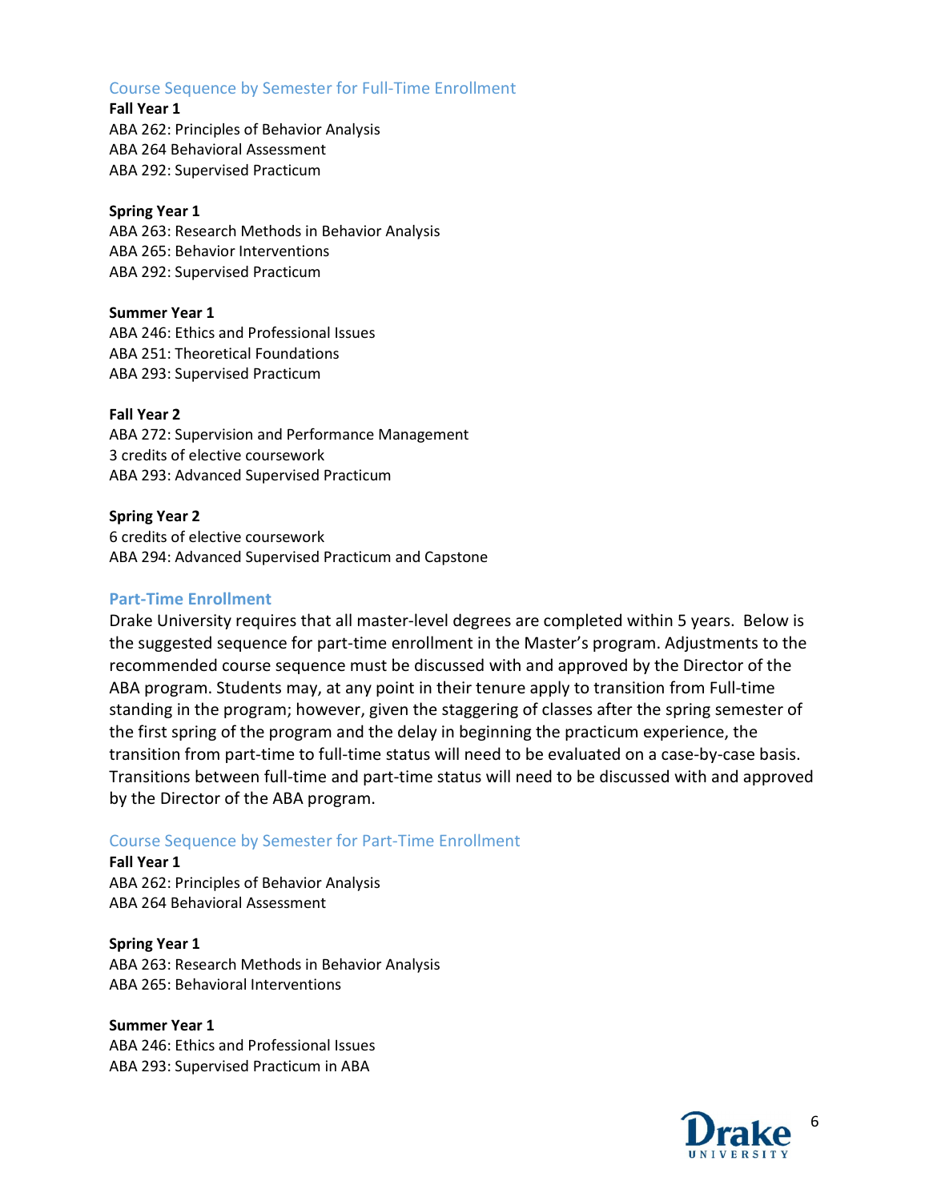### Course Sequence by Semester for Full-Time Enrollment

**Fall Year 1**
ABA 262: Principles of Behavior Analysis
ABA 264 Behavioral Assessment
ABA 292: Supervised Practicum

**Spring Year 1**
ABA 263: Research Methods in Behavior Analysis
ABA 265: Behavior Interventions
ABA 292: Supervised Practicum

**Summer Year 1**
ABA 246: Ethics and Professional Issues
ABA 251: Theoretical Foundations
ABA 293: Supervised Practicum

**Fall Year 2**
ABA 272: Supervision and Performance Management
3 credits of elective coursework
ABA 293: Advanced Supervised Practicum

**Spring Year 2**
6 credits of elective coursework
ABA 294: Advanced Supervised Practicum and Capstone

## Part-Time Enrollment

Drake University requires that all master-level degrees are completed within 5 years. Below is the suggested sequence for part-time enrollment in the Master's program. Adjustments to the recommended course sequence must be discussed with and approved by the Director of the ABA program. Students may, at any point in their tenure apply to transition from Full-time standing in the program; however, given the staggering of classes after the spring semester of the first spring of the program and the delay in beginning the practicum experience, the transition from part-time to full-time status will need to be evaluated on a case-by-case basis. Transitions between full-time and part-time status will need to be discussed with and approved by the Director of the ABA program.

### Course Sequence by Semester for Part-Time Enrollment

**Fall Year 1**
ABA 262: Principles of Behavior Analysis
ABA 264 Behavioral Assessment

**Spring Year 1**
ABA 263: Research Methods in Behavior Analysis
ABA 265: Behavioral Interventions

**Summer Year 1**
ABA 246: Ethics and Professional Issues
ABA 293: Supervised Practicum in ABA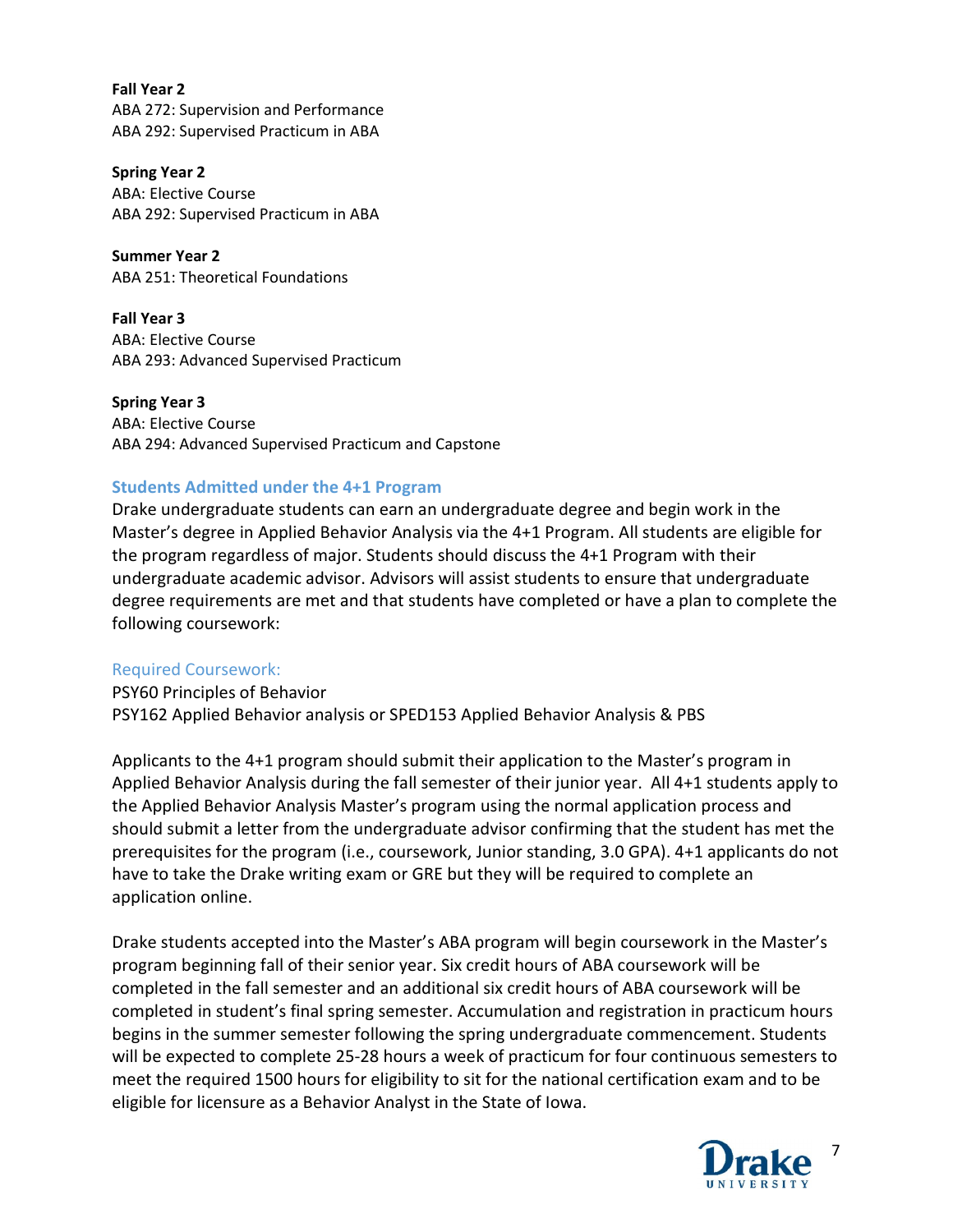**Fall Year 2**
ABA 272: Supervision and Performance
ABA 292: Supervised Practicum in ABA

**Spring Year 2**
ABA: Elective Course
ABA 292: Supervised Practicum in ABA

**Summer Year 2**
ABA 251: Theoretical Foundations

**Fall Year 3**
ABA: Elective Course
ABA 293: Advanced Supervised Practicum

**Spring Year 3**
ABA: Elective Course
ABA 294: Advanced Supervised Practicum and Capstone

## Students Admitted under the 4+1 Program

Drake undergraduate students can earn an undergraduate degree and begin work in the Master's degree in Applied Behavior Analysis via the 4+1 Program. All students are eligible for the program regardless of major. Students should discuss the 4+1 Program with their undergraduate academic advisor. Advisors will assist students to ensure that undergraduate degree requirements are met and that students have completed or have a plan to complete the following coursework:

### Required Coursework:

PSY60 Principles of Behavior
PSY162 Applied Behavior analysis or SPED153 Applied Behavior Analysis & PBS

Applicants to the 4+1 program should submit their application to the Master's program in Applied Behavior Analysis during the fall semester of their junior year. All 4+1 students apply to the Applied Behavior Analysis Master's program using the normal application process and should submit a letter from the undergraduate advisor confirming that the student has met the prerequisites for the program (i.e., coursework, Junior standing, 3.0 GPA). 4+1 applicants do not have to take the Drake writing exam or GRE but they will be required to complete an application online.

Drake students accepted into the Master's ABA program will begin coursework in the Master's program beginning fall of their senior year. Six credit hours of ABA coursework will be completed in the fall semester and an additional six credit hours of ABA coursework will be completed in student's final spring semester. Accumulation and registration in practicum hours begins in the summer semester following the spring undergraduate commencement. Students will be expected to complete 25-28 hours a week of practicum for four continuous semesters to meet the required 1500 hours for eligibility to sit for the national certification exam and to be eligible for licensure as a Behavior Analyst in the State of Iowa.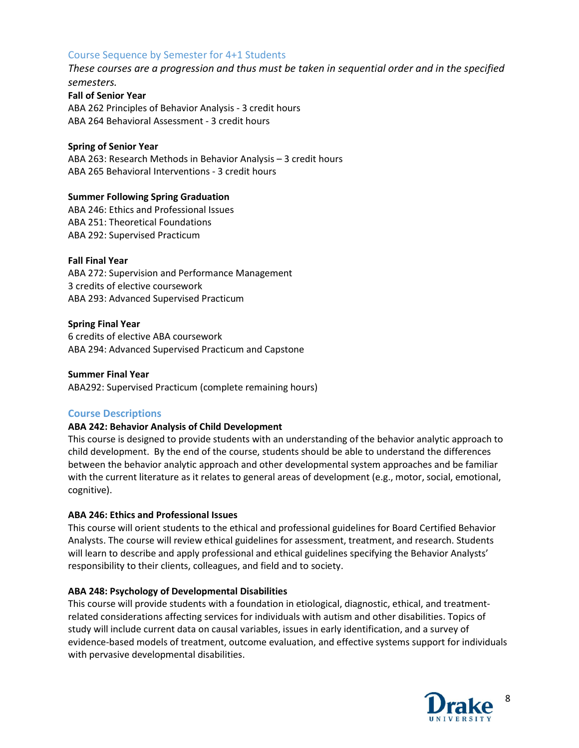## Course Sequence by Semester for 4+1 Students

*These courses are a progression and thus must be taken in sequential order and in the specified semesters.*

**Fall of Senior Year**

ABA 262 Principles of Behavior Analysis - 3 credit hours
ABA 264 Behavioral Assessment - 3 credit hours

**Spring of Senior Year**

ABA 263: Research Methods in Behavior Analysis – 3 credit hours
ABA 265 Behavioral Interventions - 3 credit hours

**Summer Following Spring Graduation**

ABA 246: Ethics and Professional Issues
ABA 251: Theoretical Foundations
ABA 292: Supervised Practicum

**Fall Final Year**

ABA 272: Supervision and Performance Management
3 credits of elective coursework
ABA 293: Advanced Supervised Practicum

**Spring Final Year**

6 credits of elective ABA coursework
ABA 294: Advanced Supervised Practicum and Capstone

**Summer Final Year**

ABA292: Supervised Practicum (complete remaining hours)

## Course Descriptions

**ABA 242: Behavior Analysis of Child Development**

This course is designed to provide students with an understanding of the behavior analytic approach to child development. By the end of the course, students should be able to understand the differences between the behavior analytic approach and other developmental system approaches and be familiar with the current literature as it relates to general areas of development (e.g., motor, social, emotional, cognitive).

**ABA 246: Ethics and Professional Issues**

This course will orient students to the ethical and professional guidelines for Board Certified Behavior Analysts. The course will review ethical guidelines for assessment, treatment, and research. Students will learn to describe and apply professional and ethical guidelines specifying the Behavior Analysts' responsibility to their clients, colleagues, and field and to society.

**ABA 248: Psychology of Developmental Disabilities**

This course will provide students with a foundation in etiological, diagnostic, ethical, and treatment-related considerations affecting services for individuals with autism and other disabilities. Topics of study will include current data on causal variables, issues in early identification, and a survey of evidence-based models of treatment, outcome evaluation, and effective systems support for individuals with pervasive developmental disabilities.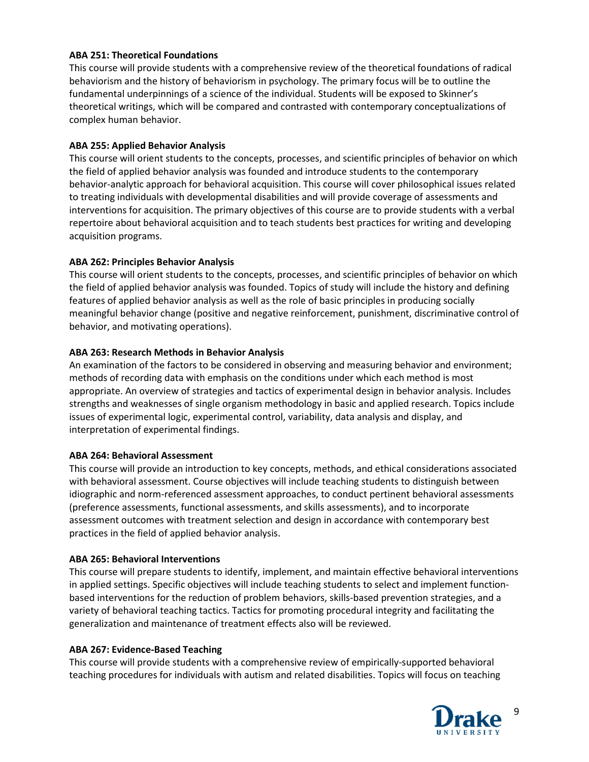**ABA 251: Theoretical Foundations**

This course will provide students with a comprehensive review of the theoretical foundations of radical behaviorism and the history of behaviorism in psychology. The primary focus will be to outline the fundamental underpinnings of a science of the individual. Students will be exposed to Skinner's theoretical writings, which will be compared and contrasted with contemporary conceptualizations of complex human behavior.

**ABA 255: Applied Behavior Analysis**

This course will orient students to the concepts, processes, and scientific principles of behavior on which the field of applied behavior analysis was founded and introduce students to the contemporary behavior-analytic approach for behavioral acquisition. This course will cover philosophical issues related to treating individuals with developmental disabilities and will provide coverage of assessments and interventions for acquisition. The primary objectives of this course are to provide students with a verbal repertoire about behavioral acquisition and to teach students best practices for writing and developing acquisition programs.

**ABA 262: Principles Behavior Analysis**

This course will orient students to the concepts, processes, and scientific principles of behavior on which the field of applied behavior analysis was founded. Topics of study will include the history and defining features of applied behavior analysis as well as the role of basic principles in producing socially meaningful behavior change (positive and negative reinforcement, punishment, discriminative control of behavior, and motivating operations).

**ABA 263: Research Methods in Behavior Analysis**

An examination of the factors to be considered in observing and measuring behavior and environment; methods of recording data with emphasis on the conditions under which each method is most appropriate. An overview of strategies and tactics of experimental design in behavior analysis. Includes strengths and weaknesses of single organism methodology in basic and applied research. Topics include issues of experimental logic, experimental control, variability, data analysis and display, and interpretation of experimental findings.

**ABA 264: Behavioral Assessment**

This course will provide an introduction to key concepts, methods, and ethical considerations associated with behavioral assessment. Course objectives will include teaching students to distinguish between idiographic and norm-referenced assessment approaches, to conduct pertinent behavioral assessments (preference assessments, functional assessments, and skills assessments), and to incorporate assessment outcomes with treatment selection and design in accordance with contemporary best practices in the field of applied behavior analysis.

**ABA 265: Behavioral Interventions**

This course will prepare students to identify, implement, and maintain effective behavioral interventions in applied settings. Specific objectives will include teaching students to select and implement function-based interventions for the reduction of problem behaviors, skills-based prevention strategies, and a variety of behavioral teaching tactics. Tactics for promoting procedural integrity and facilitating the generalization and maintenance of treatment effects also will be reviewed.

**ABA 267: Evidence-Based Teaching**

This course will provide students with a comprehensive review of empirically-supported behavioral teaching procedures for individuals with autism and related disabilities. Topics will focus on teaching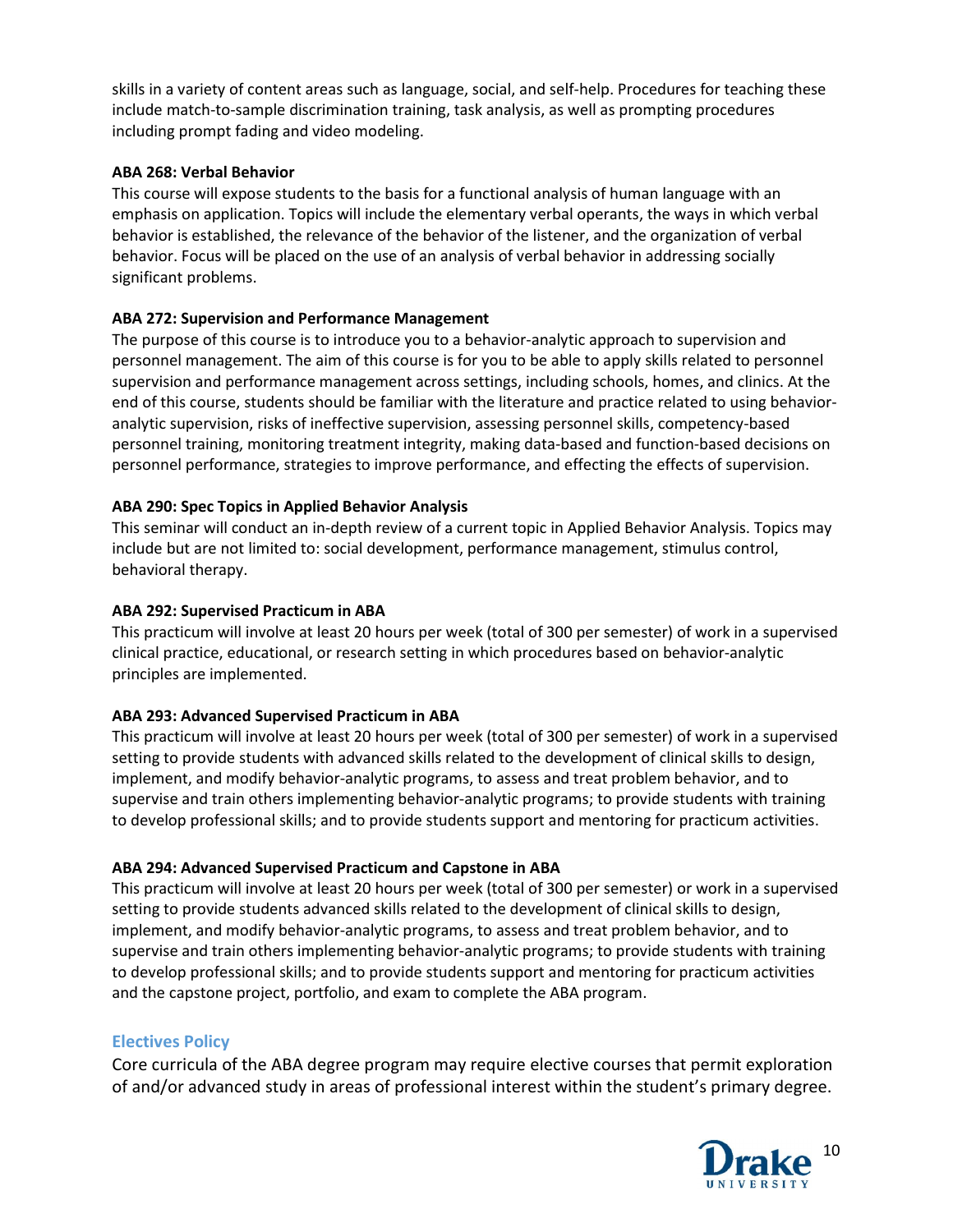skills in a variety of content areas such as language, social, and self-help. Procedures for teaching these include match-to-sample discrimination training, task analysis, as well as prompting procedures including prompt fading and video modeling.

**ABA 268: Verbal Behavior**
This course will expose students to the basis for a functional analysis of human language with an emphasis on application. Topics will include the elementary verbal operants, the ways in which verbal behavior is established, the relevance of the behavior of the listener, and the organization of verbal behavior. Focus will be placed on the use of an analysis of verbal behavior in addressing socially significant problems.

**ABA 272: Supervision and Performance Management**
The purpose of this course is to introduce you to a behavior-analytic approach to supervision and personnel management. The aim of this course is for you to be able to apply skills related to personnel supervision and performance management across settings, including schools, homes, and clinics. At the end of this course, students should be familiar with the literature and practice related to using behavior-analytic supervision, risks of ineffective supervision, assessing personnel skills, competency-based personnel training, monitoring treatment integrity, making data-based and function-based decisions on personnel performance, strategies to improve performance, and effecting the effects of supervision.

**ABA 290: Spec Topics in Applied Behavior Analysis**
This seminar will conduct an in-depth review of a current topic in Applied Behavior Analysis. Topics may include but are not limited to: social development, performance management, stimulus control, behavioral therapy.

**ABA 292: Supervised Practicum in ABA**
This practicum will involve at least 20 hours per week (total of 300 per semester) of work in a supervised clinical practice, educational, or research setting in which procedures based on behavior-analytic principles are implemented.

**ABA 293: Advanced Supervised Practicum in ABA**
This practicum will involve at least 20 hours per week (total of 300 per semester) of work in a supervised setting to provide students with advanced skills related to the development of clinical skills to design, implement, and modify behavior-analytic programs, to assess and treat problem behavior, and to supervise and train others implementing behavior-analytic programs; to provide students with training to develop professional skills; and to provide students support and mentoring for practicum activities.

**ABA 294: Advanced Supervised Practicum and Capstone in ABA**
This practicum will involve at least 20 hours per week (total of 300 per semester) or work in a supervised setting to provide students advanced skills related to the development of clinical skills to design, implement, and modify behavior-analytic programs, to assess and treat problem behavior, and to supervise and train others implementing behavior-analytic programs; to provide students with training to develop professional skills; and to provide students support and mentoring for practicum activities and the capstone project, portfolio, and exam to complete the ABA program.

## Electives Policy

Core curricula of the ABA degree program may require elective courses that permit exploration of and/or advanced study in areas of professional interest within the student's primary degree.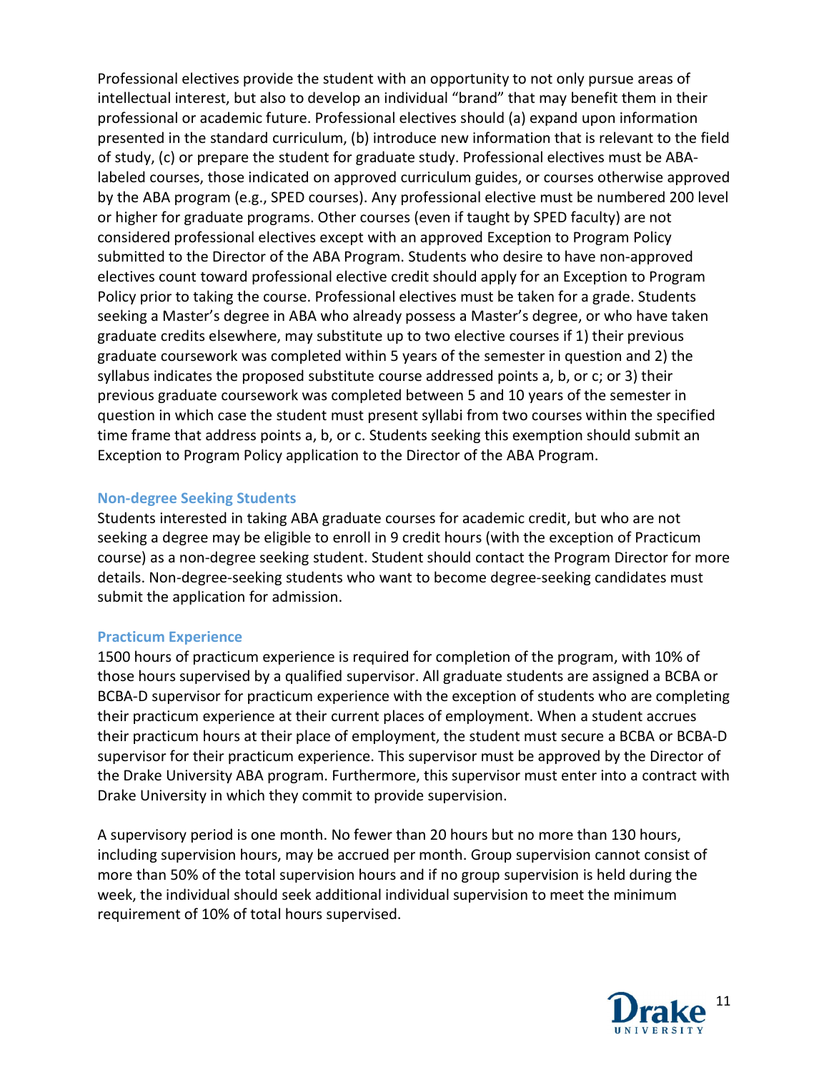Professional electives provide the student with an opportunity to not only pursue areas of intellectual interest, but also to develop an individual "brand" that may benefit them in their professional or academic future. Professional electives should (a) expand upon information presented in the standard curriculum, (b) introduce new information that is relevant to the field of study, (c) or prepare the student for graduate study. Professional electives must be ABA-labeled courses, those indicated on approved curriculum guides, or courses otherwise approved by the ABA program (e.g., SPED courses). Any professional elective must be numbered 200 level or higher for graduate programs. Other courses (even if taught by SPED faculty) are not considered professional electives except with an approved Exception to Program Policy submitted to the Director of the ABA Program. Students who desire to have non-approved electives count toward professional elective credit should apply for an Exception to Program Policy prior to taking the course. Professional electives must be taken for a grade. Students seeking a Master's degree in ABA who already possess a Master's degree, or who have taken graduate credits elsewhere, may substitute up to two elective courses if 1) their previous graduate coursework was completed within 5 years of the semester in question and 2) the syllabus indicates the proposed substitute course addressed points a, b, or c; or 3) their previous graduate coursework was completed between 5 and 10 years of the semester in question in which case the student must present syllabi from two courses within the specified time frame that address points a, b, or c. Students seeking this exemption should submit an Exception to Program Policy application to the Director of the ABA Program.

### Non-degree Seeking Students

Students interested in taking ABA graduate courses for academic credit, but who are not seeking a degree may be eligible to enroll in 9 credit hours (with the exception of Practicum course) as a non-degree seeking student. Student should contact the Program Director for more details. Non-degree-seeking students who want to become degree-seeking candidates must submit the application for admission.

### Practicum Experience

1500 hours of practicum experience is required for completion of the program, with 10% of those hours supervised by a qualified supervisor. All graduate students are assigned a BCBA or BCBA-D supervisor for practicum experience with the exception of students who are completing their practicum experience at their current places of employment. When a student accrues their practicum hours at their place of employment, the student must secure a BCBA or BCBA-D supervisor for their practicum experience. This supervisor must be approved by the Director of the Drake University ABA program. Furthermore, this supervisor must enter into a contract with Drake University in which they commit to provide supervision.

A supervisory period is one month. No fewer than 20 hours but no more than 130 hours, including supervision hours, may be accrued per month. Group supervision cannot consist of more than 50% of the total supervision hours and if no group supervision is held during the week, the individual should seek additional individual supervision to meet the minimum requirement of 10% of total hours supervised.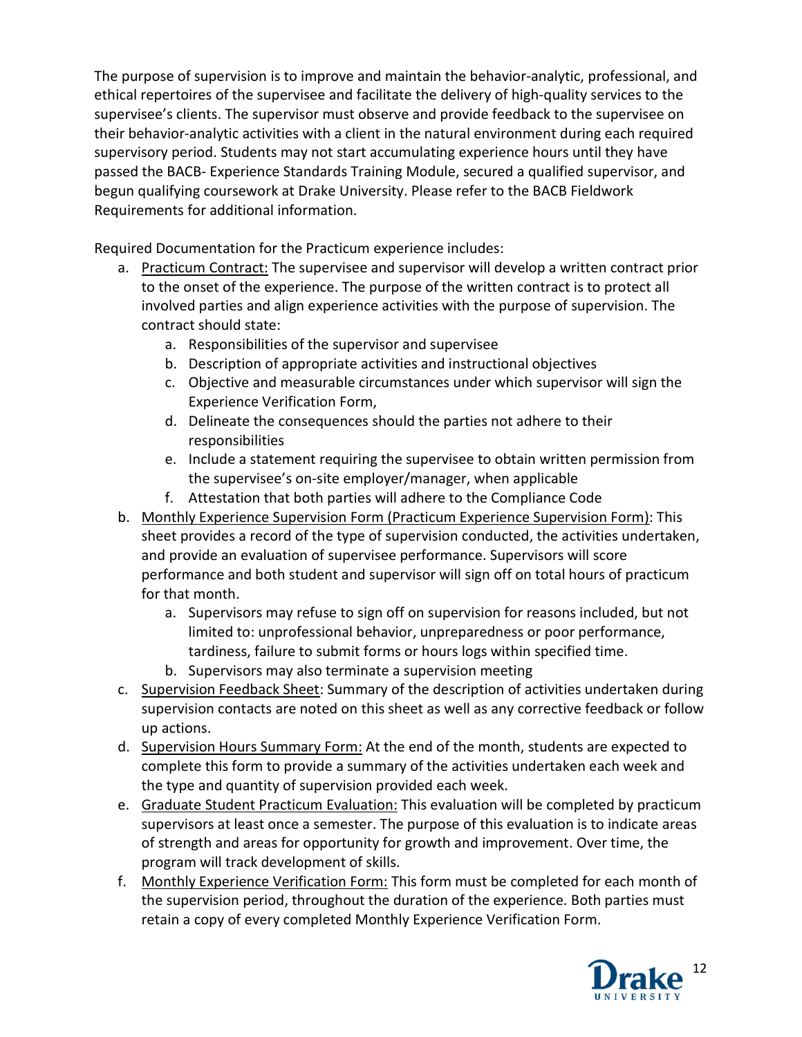The purpose of supervision is to improve and maintain the behavior-analytic, professional, and ethical repertoires of the supervisee and facilitate the delivery of high-quality services to the supervisee's clients. The supervisor must observe and provide feedback to the supervisee on their behavior-analytic activities with a client in the natural environment during each required supervisory period. Students may not start accumulating experience hours until they have passed the BACB- Experience Standards Training Module, secured a qualified supervisor, and begun qualifying coursework at Drake University. Please refer to the BACB Fieldwork Requirements for additional information.

Required Documentation for the Practicum experience includes:

a. Practicum Contract: The supervisee and supervisor will develop a written contract prior to the onset of the experience. The purpose of the written contract is to protect all involved parties and align experience activities with the purpose of supervision. The contract should state:
    a. Responsibilities of the supervisor and supervisee
    b. Description of appropriate activities and instructional objectives
    c. Objective and measurable circumstances under which supervisor will sign the Experience Verification Form,
    d. Delineate the consequences should the parties not adhere to their responsibilities
    e. Include a statement requiring the supervisee to obtain written permission from the supervisee's on-site employer/manager, when applicable
    f. Attestation that both parties will adhere to the Compliance Code
b. Monthly Experience Supervision Form (Practicum Experience Supervision Form): This sheet provides a record of the type of supervision conducted, the activities undertaken, and provide an evaluation of supervisee performance. Supervisors will score performance and both student and supervisor will sign off on total hours of practicum for that month.
    a. Supervisors may refuse to sign off on supervision for reasons included, but not limited to: unprofessional behavior, unpreparedness or poor performance, tardiness, failure to submit forms or hours logs within specified time.
    b. Supervisors may also terminate a supervision meeting
c. Supervision Feedback Sheet: Summary of the description of activities undertaken during supervision contacts are noted on this sheet as well as any corrective feedback or follow up actions.
d. Supervision Hours Summary Form: At the end of the month, students are expected to complete this form to provide a summary of the activities undertaken each week and the type and quantity of supervision provided each week.
e. Graduate Student Practicum Evaluation: This evaluation will be completed by practicum supervisors at least once a semester. The purpose of this evaluation is to indicate areas of strength and areas for opportunity for growth and improvement. Over time, the program will track development of skills.
f. Monthly Experience Verification Form: This form must be completed for each month of the supervision period, throughout the duration of the experience. Both parties must retain a copy of every completed Monthly Experience Verification Form.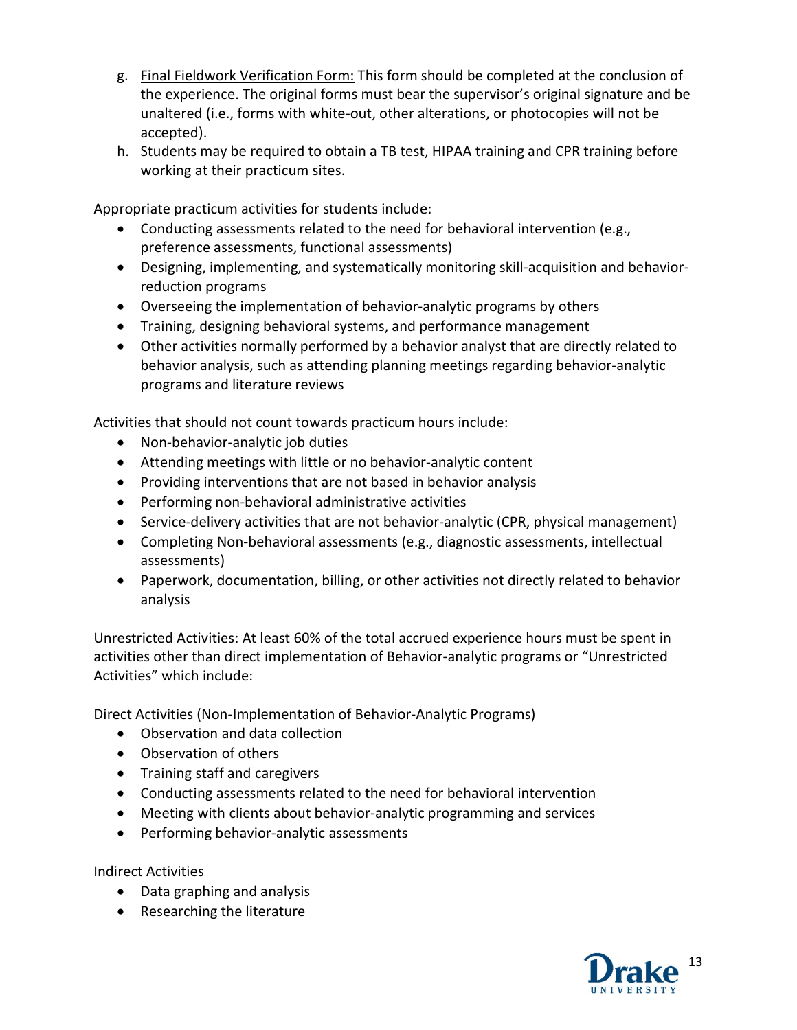g. <u>Final Fieldwork Verification Form:</u> This form should be completed at the conclusion of the experience. The original forms must bear the supervisor's original signature and be unaltered (i.e., forms with white-out, other alterations, or photocopies will not be accepted).

h. Students may be required to obtain a TB test, HIPAA training and CPR training before working at their practicum sites.

Appropriate practicum activities for students include:

- Conducting assessments related to the need for behavioral intervention (e.g., preference assessments, functional assessments)
- Designing, implementing, and systematically monitoring skill-acquisition and behavior-reduction programs
- Overseeing the implementation of behavior-analytic programs by others
- Training, designing behavioral systems, and performance management
- Other activities normally performed by a behavior analyst that are directly related to behavior analysis, such as attending planning meetings regarding behavior-analytic programs and literature reviews

Activities that should not count towards practicum hours include:

- Non-behavior-analytic job duties
- Attending meetings with little or no behavior-analytic content
- Providing interventions that are not based in behavior analysis
- Performing non-behavioral administrative activities
- Service-delivery activities that are not behavior-analytic (CPR, physical management)
- Completing Non-behavioral assessments (e.g., diagnostic assessments, intellectual assessments)
- Paperwork, documentation, billing, or other activities not directly related to behavior analysis

Unrestricted Activities: At least 60% of the total accrued experience hours must be spent in activities other than direct implementation of Behavior-analytic programs or "Unrestricted Activities" which include:

Direct Activities (Non-Implementation of Behavior-Analytic Programs)

- Observation and data collection
- Observation of others
- Training staff and caregivers
- Conducting assessments related to the need for behavioral intervention
- Meeting with clients about behavior-analytic programming and services
- Performing behavior-analytic assessments

Indirect Activities

- Data graphing and analysis
- Researching the literature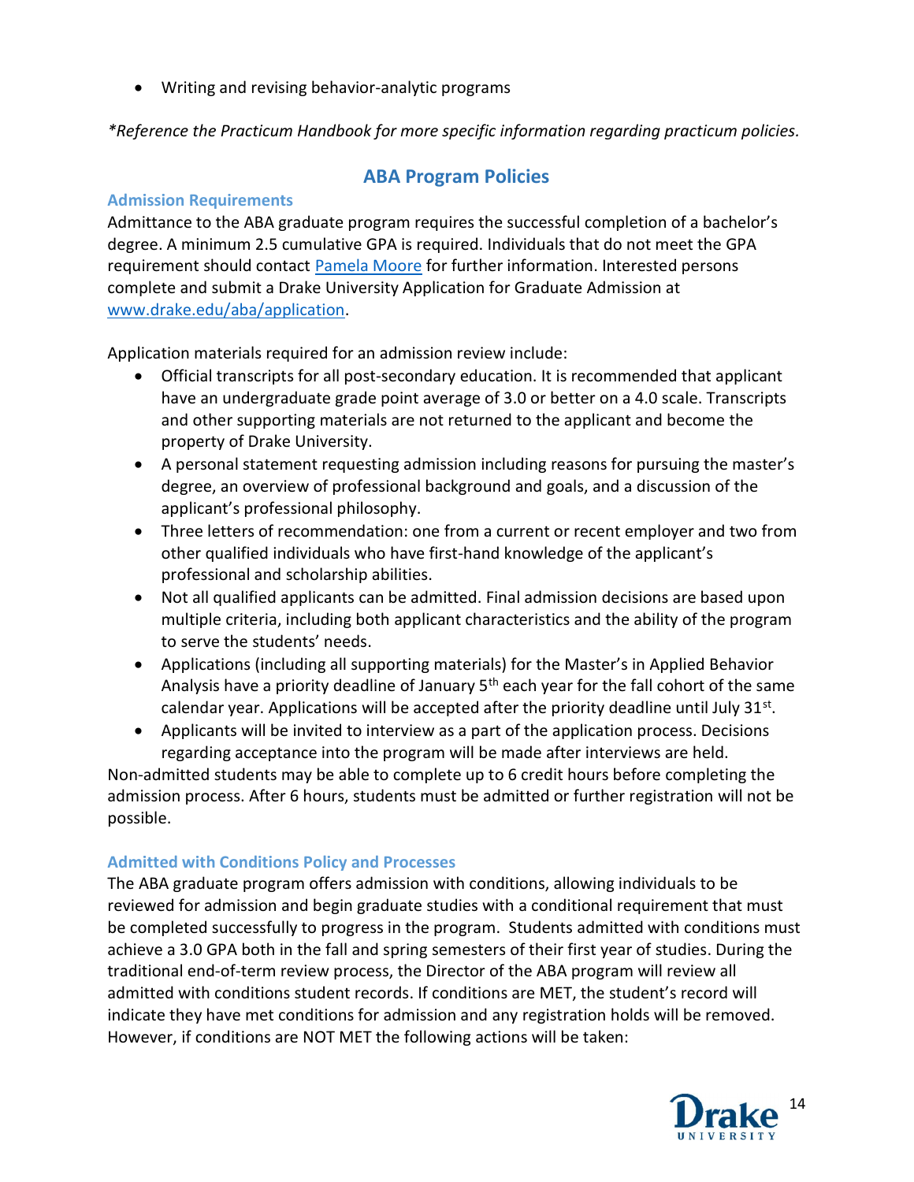- Writing and revising behavior-analytic programs

*\*Reference the Practicum Handbook for more specific information regarding practicum policies.*

## ABA Program Policies

### Admission Requirements

Admittance to the ABA graduate program requires the successful completion of a bachelor's degree. A minimum 2.5 cumulative GPA is required. Individuals that do not meet the GPA requirement should contact Pamela Moore for further information. Interested persons complete and submit a Drake University Application for Graduate Admission at www.drake.edu/aba/application.

Application materials required for an admission review include:

- Official transcripts for all post-secondary education. It is recommended that applicant have an undergraduate grade point average of 3.0 or better on a 4.0 scale. Transcripts and other supporting materials are not returned to the applicant and become the property of Drake University.
- A personal statement requesting admission including reasons for pursuing the master's degree, an overview of professional background and goals, and a discussion of the applicant's professional philosophy.
- Three letters of recommendation: one from a current or recent employer and two from other qualified individuals who have first-hand knowledge of the applicant's professional and scholarship abilities.
- Not all qualified applicants can be admitted. Final admission decisions are based upon multiple criteria, including both applicant characteristics and the ability of the program to serve the students' needs.
- Applications (including all supporting materials) for the Master's in Applied Behavior Analysis have a priority deadline of January 5th each year for the fall cohort of the same calendar year. Applications will be accepted after the priority deadline until July 31st.
- Applicants will be invited to interview as a part of the application process. Decisions regarding acceptance into the program will be made after interviews are held.

Non-admitted students may be able to complete up to 6 credit hours before completing the admission process. After 6 hours, students must be admitted or further registration will not be possible.

### Admitted with Conditions Policy and Processes

The ABA graduate program offers admission with conditions, allowing individuals to be reviewed for admission and begin graduate studies with a conditional requirement that must be completed successfully to progress in the program. Students admitted with conditions must achieve a 3.0 GPA both in the fall and spring semesters of their first year of studies. During the traditional end-of-term review process, the Director of the ABA program will review all admitted with conditions student records. If conditions are MET, the student's record will indicate they have met conditions for admission and any registration holds will be removed. However, if conditions are NOT MET the following actions will be taken: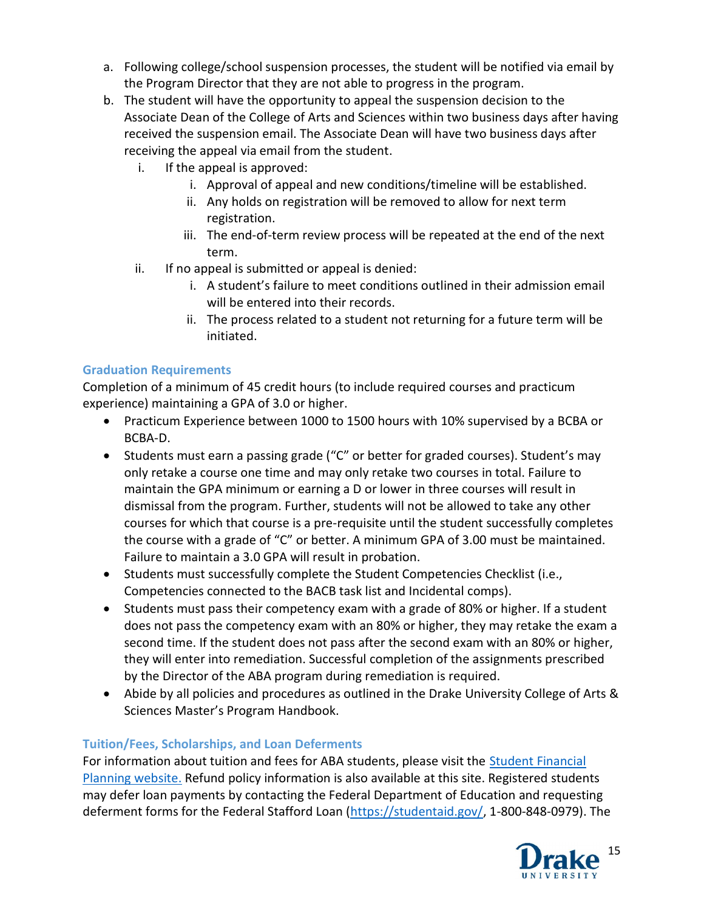a. Following college/school suspension processes, the student will be notified via email by the Program Director that they are not able to progress in the program.

b. The student will have the opportunity to appeal the suspension decision to the Associate Dean of the College of Arts and Sciences within two business days after having received the suspension email. The Associate Dean will have two business days after receiving the appeal via email from the student.

   i. If the appeal is approved:

      i. Approval of appeal and new conditions/timeline will be established.

      ii. Any holds on registration will be removed to allow for next term registration.

      iii. The end-of-term review process will be repeated at the end of the next term.

   ii. If no appeal is submitted or appeal is denied:

      i. A student's failure to meet conditions outlined in their admission email will be entered into their records.

      ii. The process related to a student not returning for a future term will be initiated.

### Graduation Requirements

Completion of a minimum of 45 credit hours (to include required courses and practicum experience) maintaining a GPA of 3.0 or higher.

- Practicum Experience between 1000 to 1500 hours with 10% supervised by a BCBA or BCBA-D.
- Students must earn a passing grade ("C" or better for graded courses). Student's may only retake a course one time and may only retake two courses in total. Failure to maintain the GPA minimum or earning a D or lower in three courses will result in dismissal from the program. Further, students will not be allowed to take any other courses for which that course is a pre-requisite until the student successfully completes the course with a grade of "C" or better. A minimum GPA of 3.00 must be maintained. Failure to maintain a 3.0 GPA will result in probation.
- Students must successfully complete the Student Competencies Checklist (i.e., Competencies connected to the BACB task list and Incidental comps).
- Students must pass their competency exam with a grade of 80% or higher. If a student does not pass the competency exam with an 80% or higher, they may retake the exam a second time. If the student does not pass after the second exam with an 80% or higher, they will enter into remediation. Successful completion of the assignments prescribed by the Director of the ABA program during remediation is required.
- Abide by all policies and procedures as outlined in the Drake University College of Arts & Sciences Master's Program Handbook.

### Tuition/Fees, Scholarships, and Loan Deferments

For information about tuition and fees for ABA students, please visit the [Student Financial Planning website.](#) Refund policy information is also available at this site. Registered students may defer loan payments by contacting the Federal Department of Education and requesting deferment forms for the Federal Stafford Loan (https://studentaid.gov/, 1-800-848-0979). The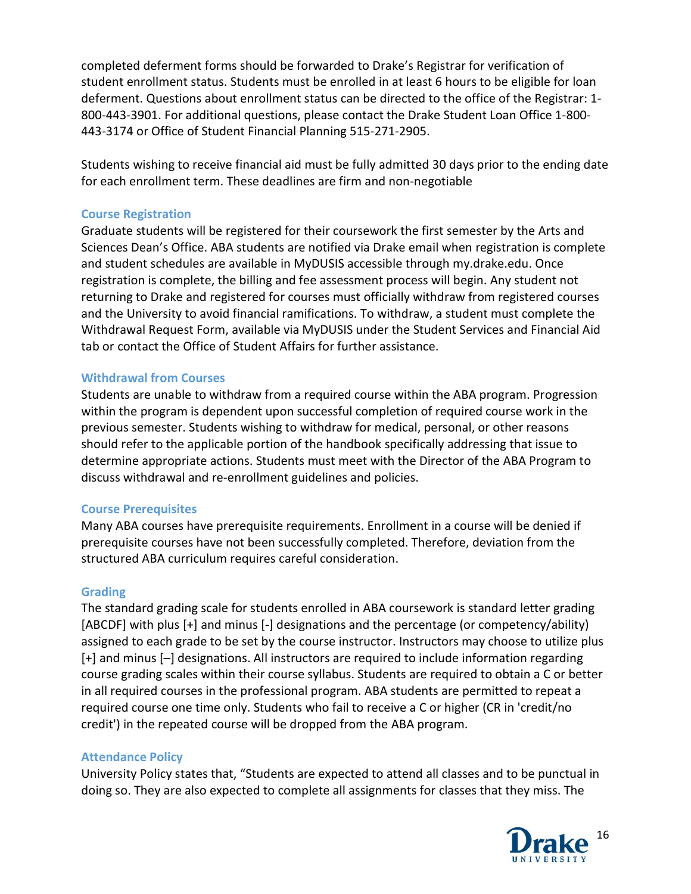completed deferment forms should be forwarded to Drake's Registrar for verification of student enrollment status. Students must be enrolled in at least 6 hours to be eligible for loan deferment. Questions about enrollment status can be directed to the office of the Registrar: 1-800-443-3901. For additional questions, please contact the Drake Student Loan Office 1-800-443-3174 or Office of Student Financial Planning 515-271-2905.

Students wishing to receive financial aid must be fully admitted 30 days prior to the ending date for each enrollment term. These deadlines are firm and non-negotiable

### Course Registration

Graduate students will be registered for their coursework the first semester by the Arts and Sciences Dean's Office. ABA students are notified via Drake email when registration is complete and student schedules are available in MyDUSIS accessible through my.drake.edu. Once registration is complete, the billing and fee assessment process will begin. Any student not returning to Drake and registered for courses must officially withdraw from registered courses and the University to avoid financial ramifications. To withdraw, a student must complete the Withdrawal Request Form, available via MyDUSIS under the Student Services and Financial Aid tab or contact the Office of Student Affairs for further assistance.

### Withdrawal from Courses

Students are unable to withdraw from a required course within the ABA program. Progression within the program is dependent upon successful completion of required course work in the previous semester. Students wishing to withdraw for medical, personal, or other reasons should refer to the applicable portion of the handbook specifically addressing that issue to determine appropriate actions. Students must meet with the Director of the ABA Program to discuss withdrawal and re-enrollment guidelines and policies.

### Course Prerequisites

Many ABA courses have prerequisite requirements. Enrollment in a course will be denied if prerequisite courses have not been successfully completed. Therefore, deviation from the structured ABA curriculum requires careful consideration.

### Grading

The standard grading scale for students enrolled in ABA coursework is standard letter grading [ABCDF] with plus [+] and minus [-] designations and the percentage (or competency/ability) assigned to each grade to be set by the course instructor. Instructors may choose to utilize plus [+] and minus [–] designations. All instructors are required to include information regarding course grading scales within their course syllabus. Students are required to obtain a C or better in all required courses in the professional program. ABA students are permitted to repeat a required course one time only. Students who fail to receive a C or higher (CR in 'credit/no credit') in the repeated course will be dropped from the ABA program.

### Attendance Policy

University Policy states that, "Students are expected to attend all classes and to be punctual in doing so. They are also expected to complete all assignments for classes that they miss. The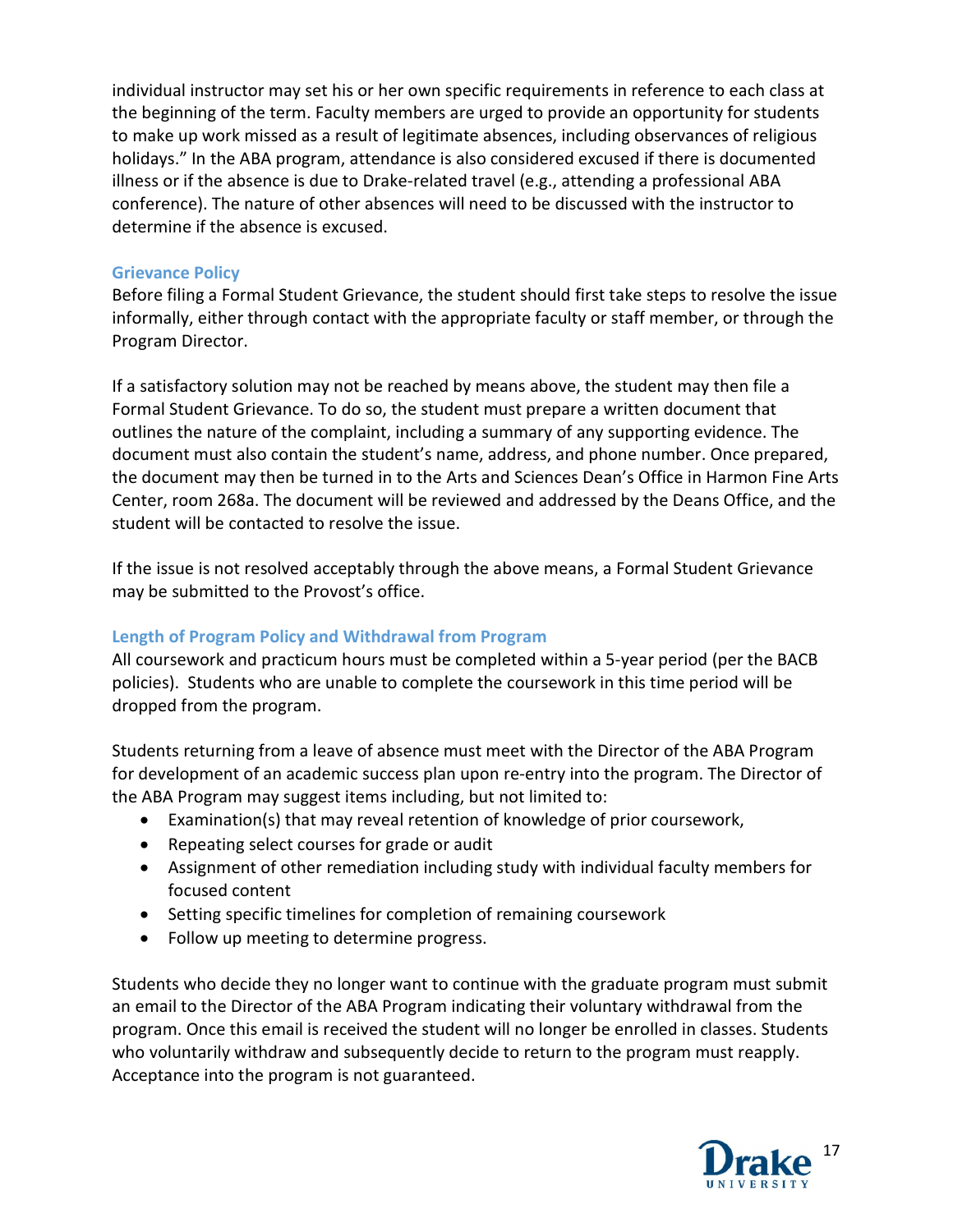individual instructor may set his or her own specific requirements in reference to each class at the beginning of the term. Faculty members are urged to provide an opportunity for students to make up work missed as a result of legitimate absences, including observances of religious holidays." In the ABA program, attendance is also considered excused if there is documented illness or if the absence is due to Drake-related travel (e.g., attending a professional ABA conference). The nature of other absences will need to be discussed with the instructor to determine if the absence is excused.

### Grievance Policy

Before filing a Formal Student Grievance, the student should first take steps to resolve the issue informally, either through contact with the appropriate faculty or staff member, or through the Program Director.

If a satisfactory solution may not be reached by means above, the student may then file a Formal Student Grievance. To do so, the student must prepare a written document that outlines the nature of the complaint, including a summary of any supporting evidence. The document must also contain the student's name, address, and phone number. Once prepared, the document may then be turned in to the Arts and Sciences Dean's Office in Harmon Fine Arts Center, room 268a. The document will be reviewed and addressed by the Deans Office, and the student will be contacted to resolve the issue.

If the issue is not resolved acceptably through the above means, a Formal Student Grievance may be submitted to the Provost's office.

### Length of Program Policy and Withdrawal from Program

All coursework and practicum hours must be completed within a 5-year period (per the BACB policies). Students who are unable to complete the coursework in this time period will be dropped from the program.

Students returning from a leave of absence must meet with the Director of the ABA Program for development of an academic success plan upon re-entry into the program. The Director of the ABA Program may suggest items including, but not limited to:

- Examination(s) that may reveal retention of knowledge of prior coursework,
- Repeating select courses for grade or audit
- Assignment of other remediation including study with individual faculty members for focused content
- Setting specific timelines for completion of remaining coursework
- Follow up meeting to determine progress.

Students who decide they no longer want to continue with the graduate program must submit an email to the Director of the ABA Program indicating their voluntary withdrawal from the program. Once this email is received the student will no longer be enrolled in classes. Students who voluntarily withdraw and subsequently decide to return to the program must reapply. Acceptance into the program is not guaranteed.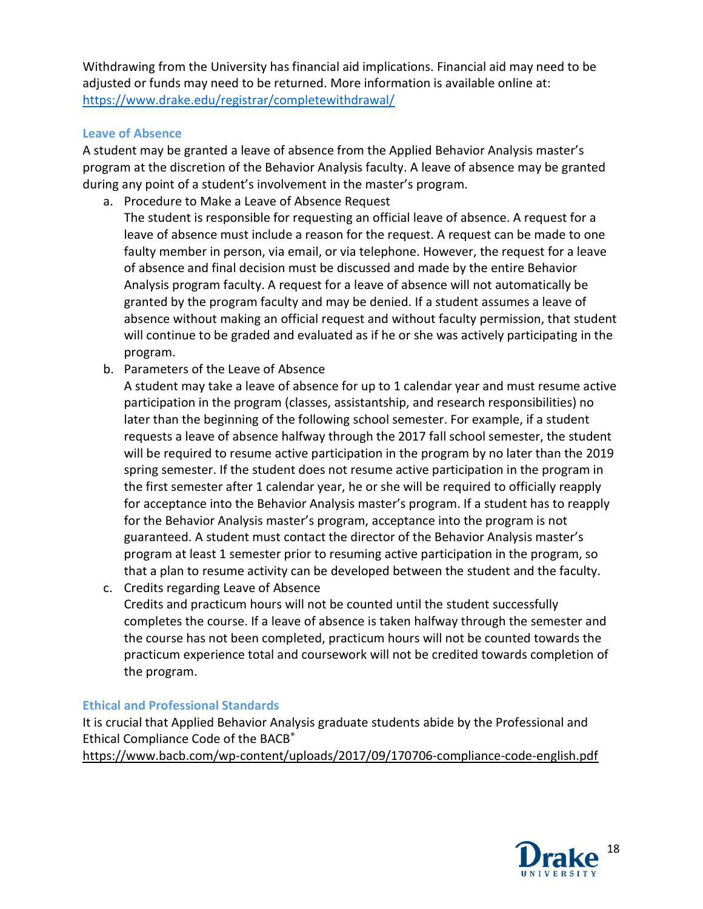Withdrawing from the University has financial aid implications. Financial aid may need to be adjusted or funds may need to be returned. More information is available online at: https://www.drake.edu/registrar/completewithdrawal/

## Leave of Absence

A student may be granted a leave of absence from the Applied Behavior Analysis master's program at the discretion of the Behavior Analysis faculty. A leave of absence may be granted during any point of a student's involvement in the master's program.

a. Procedure to Make a Leave of Absence Request
   The student is responsible for requesting an official leave of absence. A request for a leave of absence must include a reason for the request. A request can be made to one faulty member in person, via email, or via telephone. However, the request for a leave of absence and final decision must be discussed and made by the entire Behavior Analysis program faculty. A request for a leave of absence will not automatically be granted by the program faculty and may be denied. If a student assumes a leave of absence without making an official request and without faculty permission, that student will continue to be graded and evaluated as if he or she was actively participating in the program.
b. Parameters of the Leave of Absence
   A student may take a leave of absence for up to 1 calendar year and must resume active participation in the program (classes, assistantship, and research responsibilities) no later than the beginning of the following school semester. For example, if a student requests a leave of absence halfway through the 2017 fall school semester, the student will be required to resume active participation in the program by no later than the 2019 spring semester. If the student does not resume active participation in the program in the first semester after 1 calendar year, he or she will be required to officially reapply for acceptance into the Behavior Analysis master's program. If a student has to reapply for the Behavior Analysis master's program, acceptance into the program is not guaranteed. A student must contact the director of the Behavior Analysis master's program at least 1 semester prior to resuming active participation in the program, so that a plan to resume activity can be developed between the student and the faculty.
c. Credits regarding Leave of Absence
   Credits and practicum hours will not be counted until the student successfully completes the course. If a leave of absence is taken halfway through the semester and the course has not been completed, practicum hours will not be counted towards the practicum experience total and coursework will not be credited towards completion of the program.

## Ethical and Professional Standards

It is crucial that Applied Behavior Analysis graduate students abide by the Professional and Ethical Compliance Code of the BACB®
https://www.bacb.com/wp-content/uploads/2017/09/170706-compliance-code-english.pdf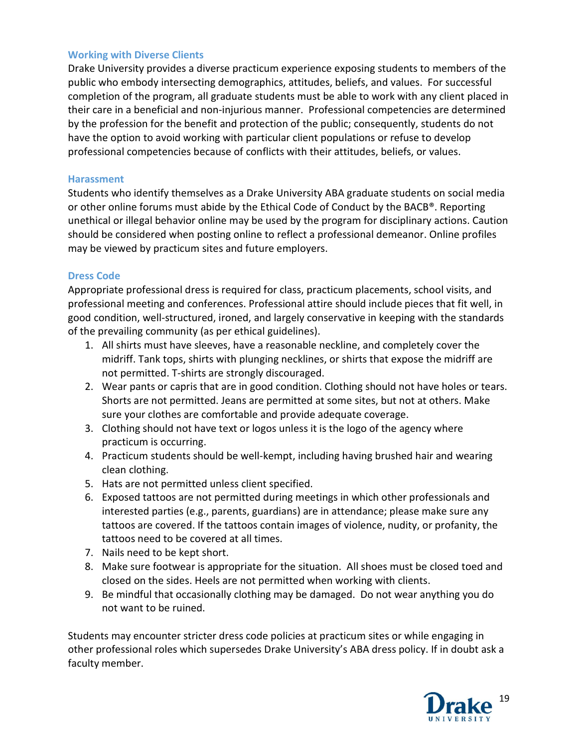### Working with Diverse Clients

Drake University provides a diverse practicum experience exposing students to members of the public who embody intersecting demographics, attitudes, beliefs, and values. For successful completion of the program, all graduate students must be able to work with any client placed in their care in a beneficial and non-injurious manner. Professional competencies are determined by the profession for the benefit and protection of the public; consequently, students do not have the option to avoid working with particular client populations or refuse to develop professional competencies because of conflicts with their attitudes, beliefs, or values.

### Harassment

Students who identify themselves as a Drake University ABA graduate students on social media or other online forums must abide by the Ethical Code of Conduct by the BACB®. Reporting unethical or illegal behavior online may be used by the program for disciplinary actions. Caution should be considered when posting online to reflect a professional demeanor. Online profiles may be viewed by practicum sites and future employers.

### Dress Code

Appropriate professional dress is required for class, practicum placements, school visits, and professional meeting and conferences. Professional attire should include pieces that fit well, in good condition, well-structured, ironed, and largely conservative in keeping with the standards of the prevailing community (as per ethical guidelines).

1. All shirts must have sleeves, have a reasonable neckline, and completely cover the midriff. Tank tops, shirts with plunging necklines, or shirts that expose the midriff are not permitted. T-shirts are strongly discouraged.
2. Wear pants or capris that are in good condition. Clothing should not have holes or tears. Shorts are not permitted. Jeans are permitted at some sites, but not at others. Make sure your clothes are comfortable and provide adequate coverage.
3. Clothing should not have text or logos unless it is the logo of the agency where practicum is occurring.
4. Practicum students should be well-kempt, including having brushed hair and wearing clean clothing.
5. Hats are not permitted unless client specified.
6. Exposed tattoos are not permitted during meetings in which other professionals and interested parties (e.g., parents, guardians) are in attendance; please make sure any tattoos are covered. If the tattoos contain images of violence, nudity, or profanity, the tattoos need to be covered at all times.
7. Nails need to be kept short.
8. Make sure footwear is appropriate for the situation. All shoes must be closed toed and closed on the sides. Heels are not permitted when working with clients.
9. Be mindful that occasionally clothing may be damaged. Do not wear anything you do not want to be ruined.

Students may encounter stricter dress code policies at practicum sites or while engaging in other professional roles which supersedes Drake University's ABA dress policy. If in doubt ask a faculty member.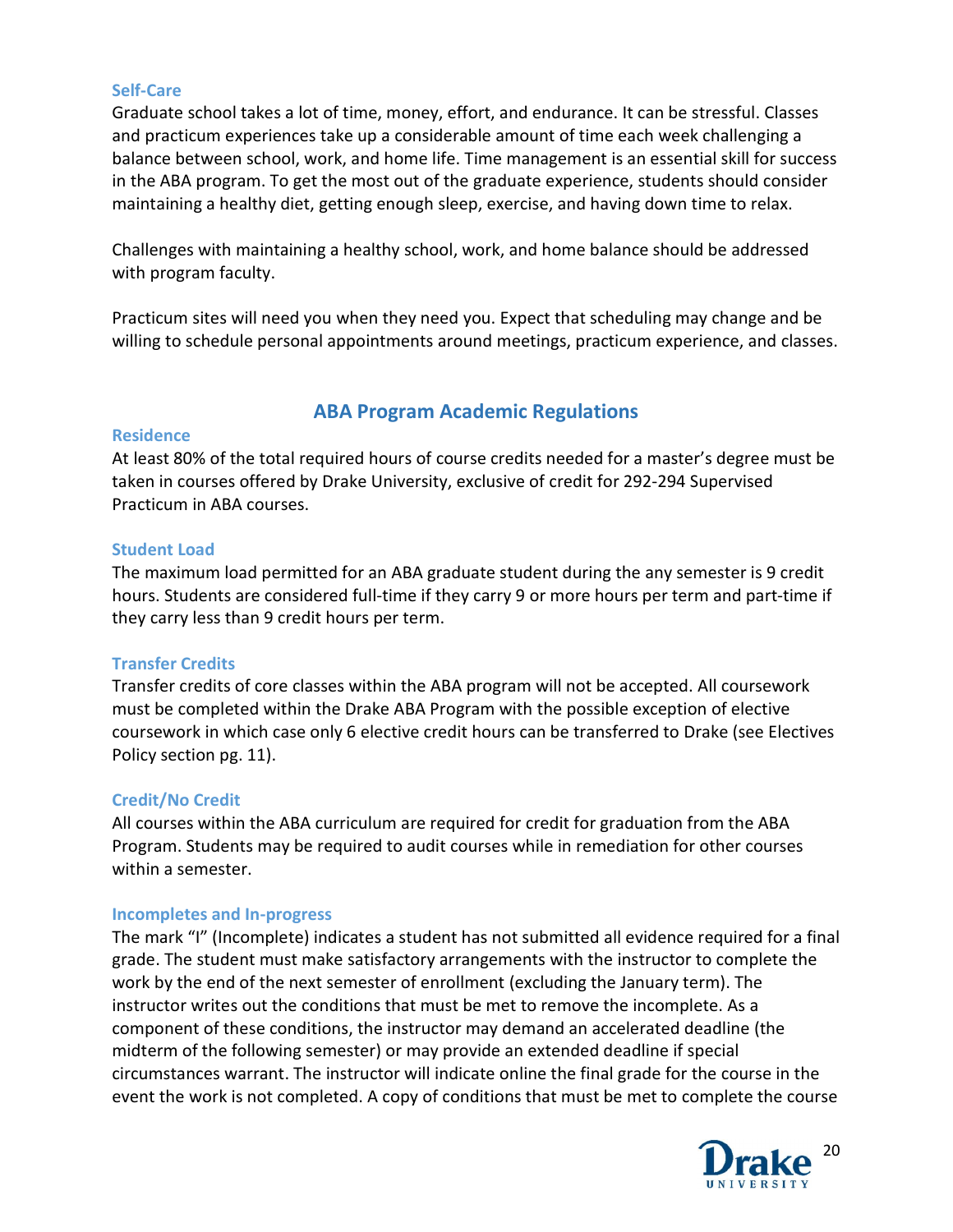### Self-Care

Graduate school takes a lot of time, money, effort, and endurance. It can be stressful. Classes and practicum experiences take up a considerable amount of time each week challenging a balance between school, work, and home life. Time management is an essential skill for success in the ABA program. To get the most out of the graduate experience, students should consider maintaining a healthy diet, getting enough sleep, exercise, and having down time to relax.

Challenges with maintaining a healthy school, work, and home balance should be addressed with program faculty.

Practicum sites will need you when they need you. Expect that scheduling may change and be willing to schedule personal appointments around meetings, practicum experience, and classes.

## ABA Program Academic Regulations

### Residence

At least 80% of the total required hours of course credits needed for a master's degree must be taken in courses offered by Drake University, exclusive of credit for 292-294 Supervised Practicum in ABA courses.

### Student Load

The maximum load permitted for an ABA graduate student during the any semester is 9 credit hours. Students are considered full-time if they carry 9 or more hours per term and part-time if they carry less than 9 credit hours per term.

### Transfer Credits

Transfer credits of core classes within the ABA program will not be accepted. All coursework must be completed within the Drake ABA Program with the possible exception of elective coursework in which case only 6 elective credit hours can be transferred to Drake (see Electives Policy section pg. 11).

### Credit/No Credit

All courses within the ABA curriculum are required for credit for graduation from the ABA Program. Students may be required to audit courses while in remediation for other courses within a semester.

### Incompletes and In-progress

The mark "I" (Incomplete) indicates a student has not submitted all evidence required for a final grade. The student must make satisfactory arrangements with the instructor to complete the work by the end of the next semester of enrollment (excluding the January term). The instructor writes out the conditions that must be met to remove the incomplete. As a component of these conditions, the instructor may demand an accelerated deadline (the midterm of the following semester) or may provide an extended deadline if special circumstances warrant. The instructor will indicate online the final grade for the course in the event the work is not completed. A copy of conditions that must be met to complete the course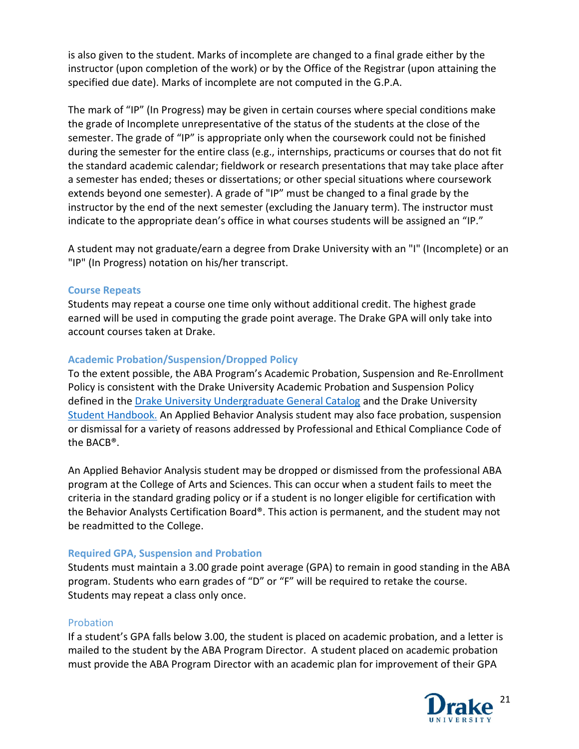is also given to the student. Marks of incomplete are changed to a final grade either by the instructor (upon completion of the work) or by the Office of the Registrar (upon attaining the specified due date). Marks of incomplete are not computed in the G.P.A.

The mark of "IP" (In Progress) may be given in certain courses where special conditions make the grade of Incomplete unrepresentative of the status of the students at the close of the semester. The grade of "IP" is appropriate only when the coursework could not be finished during the semester for the entire class (e.g., internships, practicums or courses that do not fit the standard academic calendar; fieldwork or research presentations that may take place after a semester has ended; theses or dissertations; or other special situations where coursework extends beyond one semester). A grade of "IP" must be changed to a final grade by the instructor by the end of the next semester (excluding the January term). The instructor must indicate to the appropriate dean's office in what courses students will be assigned an "IP."

A student may not graduate/earn a degree from Drake University with an "I" (Incomplete) or an "IP" (In Progress) notation on his/her transcript.

### Course Repeats

Students may repeat a course one time only without additional credit. The highest grade earned will be used in computing the grade point average. The Drake GPA will only take into account courses taken at Drake.

### Academic Probation/Suspension/Dropped Policy

To the extent possible, the ABA Program's Academic Probation, Suspension and Re-Enrollment Policy is consistent with the Drake University Academic Probation and Suspension Policy defined in the [Drake University Undergraduate General Catalog]() and the Drake University [Student Handbook.]() An Applied Behavior Analysis student may also face probation, suspension or dismissal for a variety of reasons addressed by Professional and Ethical Compliance Code of the BACB®.

An Applied Behavior Analysis student may be dropped or dismissed from the professional ABA program at the College of Arts and Sciences. This can occur when a student fails to meet the criteria in the standard grading policy or if a student is no longer eligible for certification with the Behavior Analysts Certification Board®. This action is permanent, and the student may not be readmitted to the College.

### Required GPA, Suspension and Probation

Students must maintain a 3.00 grade point average (GPA) to remain in good standing in the ABA program. Students who earn grades of "D" or "F" will be required to retake the course. Students may repeat a class only once.

#### Probation

If a student's GPA falls below 3.00, the student is placed on academic probation, and a letter is mailed to the student by the ABA Program Director. A student placed on academic probation must provide the ABA Program Director with an academic plan for improvement of their GPA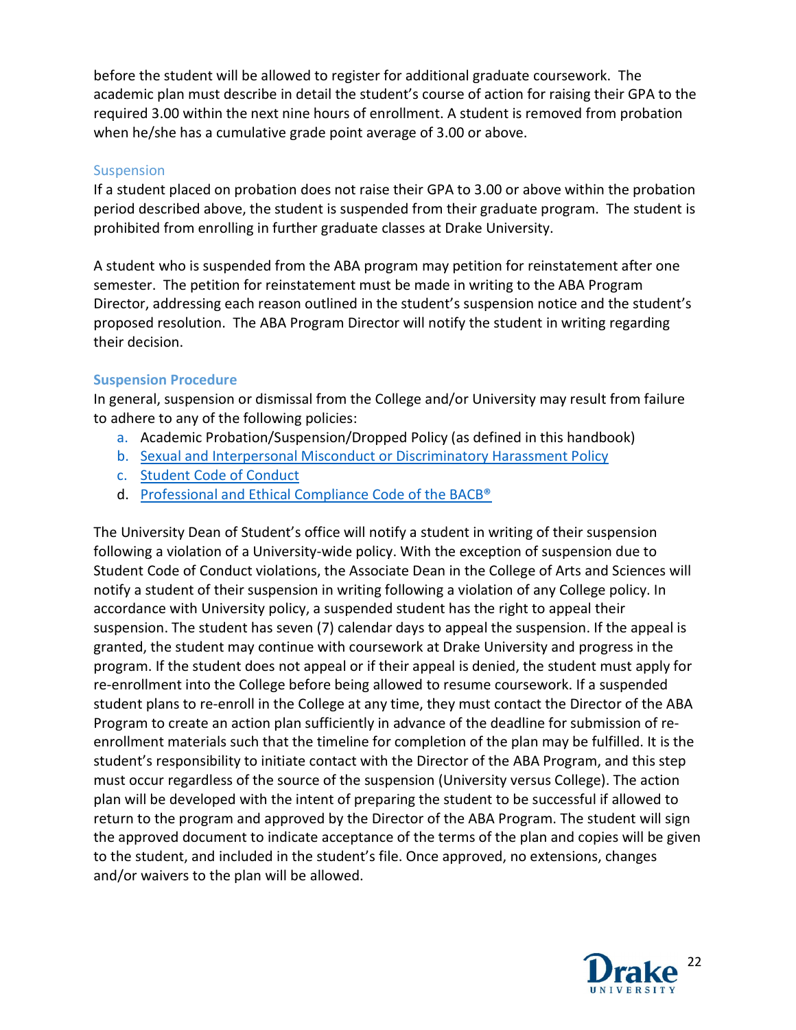before the student will be allowed to register for additional graduate coursework. The academic plan must describe in detail the student's course of action for raising their GPA to the required 3.00 within the next nine hours of enrollment. A student is removed from probation when he/she has a cumulative grade point average of 3.00 or above.

### Suspension

If a student placed on probation does not raise their GPA to 3.00 or above within the probation period described above, the student is suspended from their graduate program. The student is prohibited from enrolling in further graduate classes at Drake University.

A student who is suspended from the ABA program may petition for reinstatement after one semester. The petition for reinstatement must be made in writing to the ABA Program Director, addressing each reason outlined in the student's suspension notice and the student's proposed resolution. The ABA Program Director will notify the student in writing regarding their decision.

### Suspension Procedure

In general, suspension or dismissal from the College and/or University may result from failure to adhere to any of the following policies:

a. Academic Probation/Suspension/Dropped Policy (as defined in this handbook)
b. Sexual and Interpersonal Misconduct or Discriminatory Harassment Policy
c. Student Code of Conduct
d. Professional and Ethical Compliance Code of the BACB®

The University Dean of Student's office will notify a student in writing of their suspension following a violation of a University-wide policy. With the exception of suspension due to Student Code of Conduct violations, the Associate Dean in the College of Arts and Sciences will notify a student of their suspension in writing following a violation of any College policy. In accordance with University policy, a suspended student has the right to appeal their suspension. The student has seven (7) calendar days to appeal the suspension. If the appeal is granted, the student may continue with coursework at Drake University and progress in the program. If the student does not appeal or if their appeal is denied, the student must apply for re-enrollment into the College before being allowed to resume coursework. If a suspended student plans to re-enroll in the College at any time, they must contact the Director of the ABA Program to create an action plan sufficiently in advance of the deadline for submission of re-enrollment materials such that the timeline for completion of the plan may be fulfilled. It is the student's responsibility to initiate contact with the Director of the ABA Program, and this step must occur regardless of the source of the suspension (University versus College). The action plan will be developed with the intent of preparing the student to be successful if allowed to return to the program and approved by the Director of the ABA Program. The student will sign the approved document to indicate acceptance of the terms of the plan and copies will be given to the student, and included in the student's file. Once approved, no extensions, changes and/or waivers to the plan will be allowed.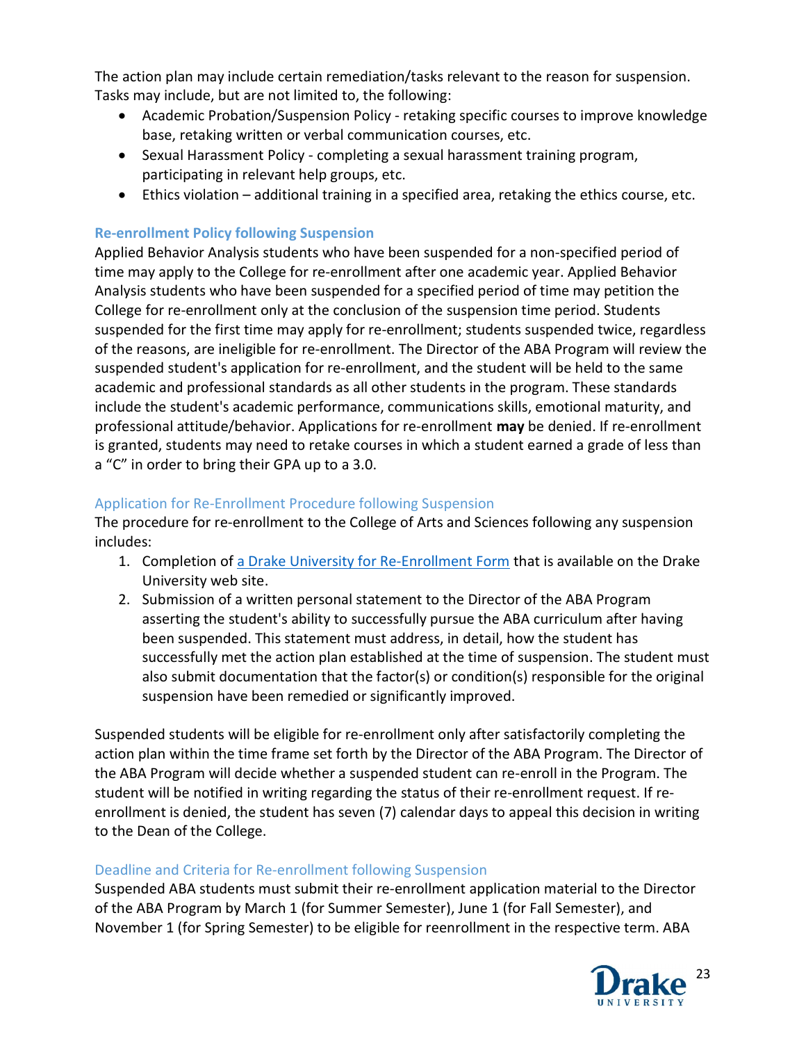The action plan may include certain remediation/tasks relevant to the reason for suspension. Tasks may include, but are not limited to, the following:

- Academic Probation/Suspension Policy - retaking specific courses to improve knowledge base, retaking written or verbal communication courses, etc.
- Sexual Harassment Policy - completing a sexual harassment training program, participating in relevant help groups, etc.
- Ethics violation – additional training in a specified area, retaking the ethics course, etc.

### Re-enrollment Policy following Suspension

Applied Behavior Analysis students who have been suspended for a non-specified period of time may apply to the College for re-enrollment after one academic year. Applied Behavior Analysis students who have been suspended for a specified period of time may petition the College for re-enrollment only at the conclusion of the suspension time period. Students suspended for the first time may apply for re-enrollment; students suspended twice, regardless of the reasons, are ineligible for re-enrollment. The Director of the ABA Program will review the suspended student's application for re-enrollment, and the student will be held to the same academic and professional standards as all other students in the program. These standards include the student's academic performance, communications skills, emotional maturity, and professional attitude/behavior. Applications for re-enrollment **may** be denied. If re-enrollment is granted, students may need to retake courses in which a student earned a grade of less than a "C" in order to bring their GPA up to a 3.0.

#### Application for Re-Enrollment Procedure following Suspension

The procedure for re-enrollment to the College of Arts and Sciences following any suspension includes:

1. Completion of a Drake University for Re-Enrollment Form that is available on the Drake University web site.
2. Submission of a written personal statement to the Director of the ABA Program asserting the student's ability to successfully pursue the ABA curriculum after having been suspended. This statement must address, in detail, how the student has successfully met the action plan established at the time of suspension. The student must also submit documentation that the factor(s) or condition(s) responsible for the original suspension have been remedied or significantly improved.

Suspended students will be eligible for re-enrollment only after satisfactorily completing the action plan within the time frame set forth by the Director of the ABA Program. The Director of the ABA Program will decide whether a suspended student can re-enroll in the Program. The student will be notified in writing regarding the status of their re-enrollment request. If re-enrollment is denied, the student has seven (7) calendar days to appeal this decision in writing to the Dean of the College.

#### Deadline and Criteria for Re-enrollment following Suspension

Suspended ABA students must submit their re-enrollment application material to the Director of the ABA Program by March 1 (for Summer Semester), June 1 (for Fall Semester), and November 1 (for Spring Semester) to be eligible for reenrollment in the respective term. ABA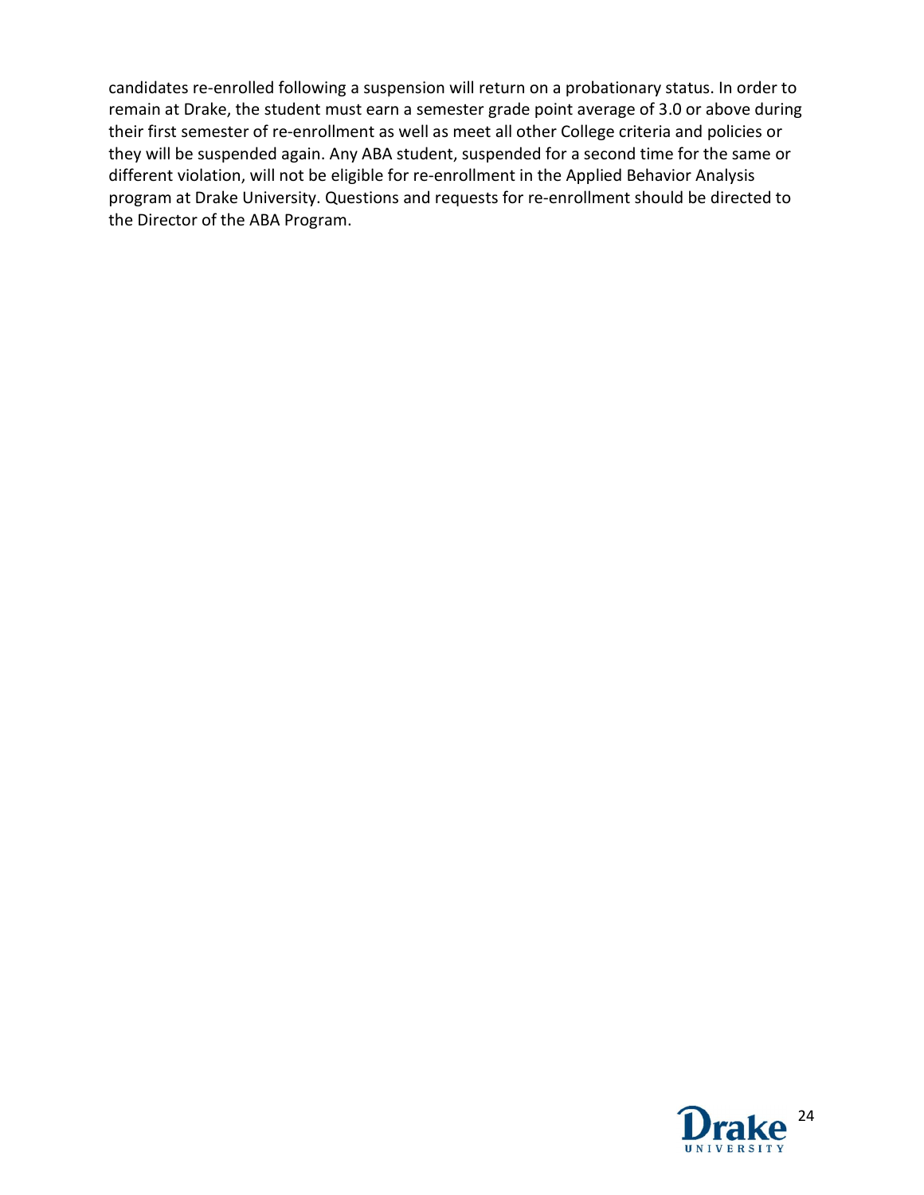candidates re-enrolled following a suspension will return on a probationary status. In order to remain at Drake, the student must earn a semester grade point average of 3.0 or above during their first semester of re-enrollment as well as meet all other College criteria and policies or they will be suspended again. Any ABA student, suspended for a second time for the same or different violation, will not be eligible for re-enrollment in the Applied Behavior Analysis program at Drake University. Questions and requests for re-enrollment should be directed to the Director of the ABA Program.